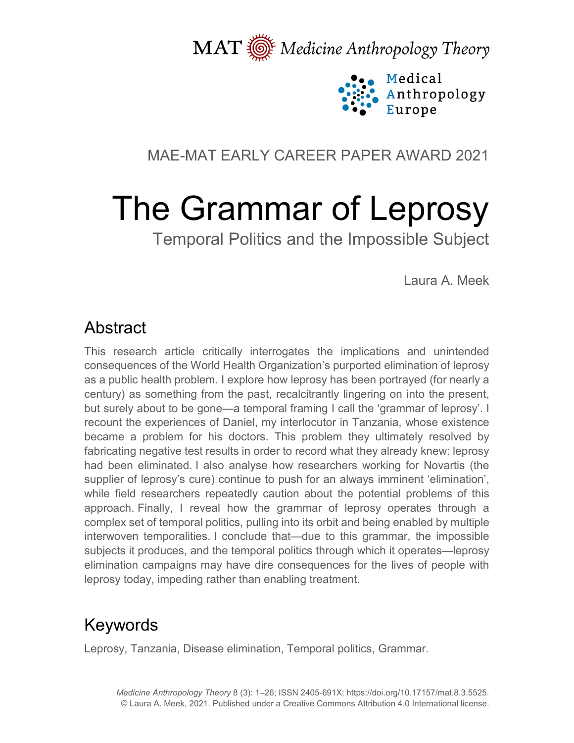MAT Medicine Anthropology Theory

Medical Anthropology Europe

MAE-MAT EARLY CAREER PAPER AWARD 2021

# The Grammar of Leprosy

## Temporal Politics and the Impossible Subject

Laura A. Meek

## Abstract

This research article critically interrogates the implications and unintended consequences of the World Health Organization's purported elimination of leprosy as a public health problem. I explore how leprosy has been portrayed (for nearly a century) as something from the past, recalcitrantly lingering on into the present, but surely about to be gone—a temporal framing I call the 'grammar of leprosy'. I recount the experiences of Daniel, my interlocutor in Tanzania, whose existence became a problem for his doctors. This problem they ultimately resolved by fabricating negative test results in order to record what they already knew: leprosy had been eliminated. I also analyse how researchers working for Novartis (the supplier of leprosy's cure) continue to push for an always imminent 'elimination', while field researchers repeatedly caution about the potential problems of this approach. Finally, I reveal how the grammar of leprosy operates through a complex set of temporal politics, pulling into its orbit and being enabled by multiple interwoven temporalities. I conclude that—due to this grammar, the impossible subjects it produces, and the temporal politics through which it operates—leprosy elimination campaigns may have dire consequences for the lives of people with leprosy today, impeding rather than enabling treatment.

## Keywords

Leprosy, Tanzania, Disease elimination, Temporal politics, Grammar.

*Medicine Anthropology Theory* 8 (3): 1–26; ISSN 2405-691X; https://doi.org/10.17157/mat.8.3.5525.
© Laura A. Meek, 2021. Published under a Creative Commons Attribution 4.0 International license.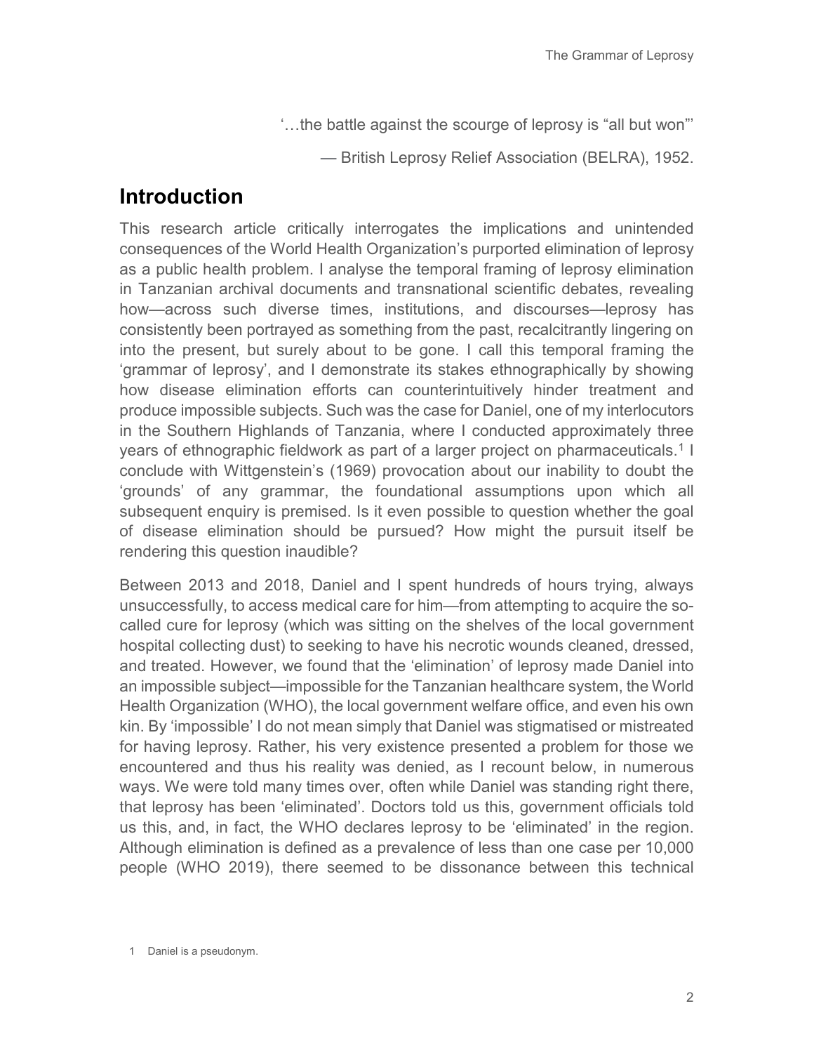'…the battle against the scourge of leprosy is "all but won"'

— British Leprosy Relief Association (BELRA), 1952.

## Introduction

This research article critically interrogates the implications and unintended consequences of the World Health Organization's purported elimination of leprosy as a public health problem. I analyse the temporal framing of leprosy elimination in Tanzanian archival documents and transnational scientific debates, revealing how—across such diverse times, institutions, and discourses—leprosy has consistently been portrayed as something from the past, recalcitrantly lingering on into the present, but surely about to be gone. I call this temporal framing the 'grammar of leprosy', and I demonstrate its stakes ethnographically by showing how disease elimination efforts can counterintuitively hinder treatment and produce impossible subjects. Such was the case for Daniel, one of my interlocutors in the Southern Highlands of Tanzania, where I conducted approximately three years of ethnographic fieldwork as part of a larger project on pharmaceuticals.[1] I conclude with Wittgenstein's (1969) provocation about our inability to doubt the 'grounds' of any grammar, the foundational assumptions upon which all subsequent enquiry is premised. Is it even possible to question whether the goal of disease elimination should be pursued? How might the pursuit itself be rendering this question inaudible?

Between 2013 and 2018, Daniel and I spent hundreds of hours trying, always unsuccessfully, to access medical care for him—from attempting to acquire the so-called cure for leprosy (which was sitting on the shelves of the local government hospital collecting dust) to seeking to have his necrotic wounds cleaned, dressed, and treated. However, we found that the 'elimination' of leprosy made Daniel into an impossible subject—impossible for the Tanzanian healthcare system, the World Health Organization (WHO), the local government welfare office, and even his own kin. By 'impossible' I do not mean simply that Daniel was stigmatised or mistreated for having leprosy. Rather, his very existence presented a problem for those we encountered and thus his reality was denied, as I recount below, in numerous ways. We were told many times over, often while Daniel was standing right there, that leprosy has been 'eliminated'. Doctors told us this, government officials told us this, and, in fact, the WHO declares leprosy to be 'eliminated' in the region. Although elimination is defined as a prevalence of less than one case per 10,000 people (WHO 2019), there seemed to be dissonance between this technical

[1] Daniel is a pseudonym.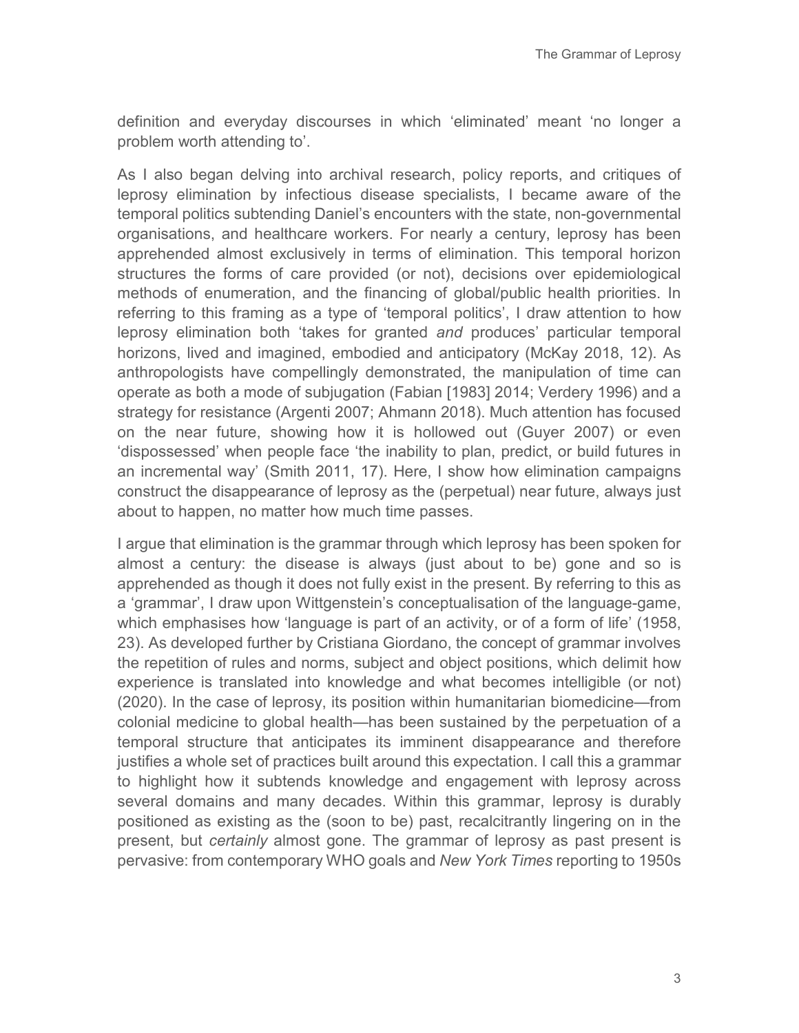definition and everyday discourses in which 'eliminated' meant 'no longer a problem worth attending to'.

As I also began delving into archival research, policy reports, and critiques of leprosy elimination by infectious disease specialists, I became aware of the temporal politics subtending Daniel's encounters with the state, non-governmental organisations, and healthcare workers. For nearly a century, leprosy has been apprehended almost exclusively in terms of elimination. This temporal horizon structures the forms of care provided (or not), decisions over epidemiological methods of enumeration, and the financing of global/public health priorities. In referring to this framing as a type of 'temporal politics', I draw attention to how leprosy elimination both 'takes for granted *and* produces' particular temporal horizons, lived and imagined, embodied and anticipatory (McKay 2018, 12). As anthropologists have compellingly demonstrated, the manipulation of time can operate as both a mode of subjugation (Fabian [1983] 2014; Verdery 1996) and a strategy for resistance (Argenti 2007; Ahmann 2018). Much attention has focused on the near future, showing how it is hollowed out (Guyer 2007) or even 'dispossessed' when people face 'the inability to plan, predict, or build futures in an incremental way' (Smith 2011, 17). Here, I show how elimination campaigns construct the disappearance of leprosy as the (perpetual) near future, always just about to happen, no matter how much time passes.

I argue that elimination is the grammar through which leprosy has been spoken for almost a century: the disease is always (just about to be) gone and so is apprehended as though it does not fully exist in the present. By referring to this as a 'grammar', I draw upon Wittgenstein's conceptualisation of the language-game, which emphasises how 'language is part of an activity, or of a form of life' (1958, 23). As developed further by Cristiana Giordano, the concept of grammar involves the repetition of rules and norms, subject and object positions, which delimit how experience is translated into knowledge and what becomes intelligible (or not) (2020). In the case of leprosy, its position within humanitarian biomedicine—from colonial medicine to global health—has been sustained by the perpetuation of a temporal structure that anticipates its imminent disappearance and therefore justifies a whole set of practices built around this expectation. I call this a grammar to highlight how it subtends knowledge and engagement with leprosy across several domains and many decades. Within this grammar, leprosy is durably positioned as existing as the (soon to be) past, recalcitrantly lingering on in the present, but *certainly* almost gone. The grammar of leprosy as past present is pervasive: from contemporary WHO goals and *New York Times* reporting to 1950s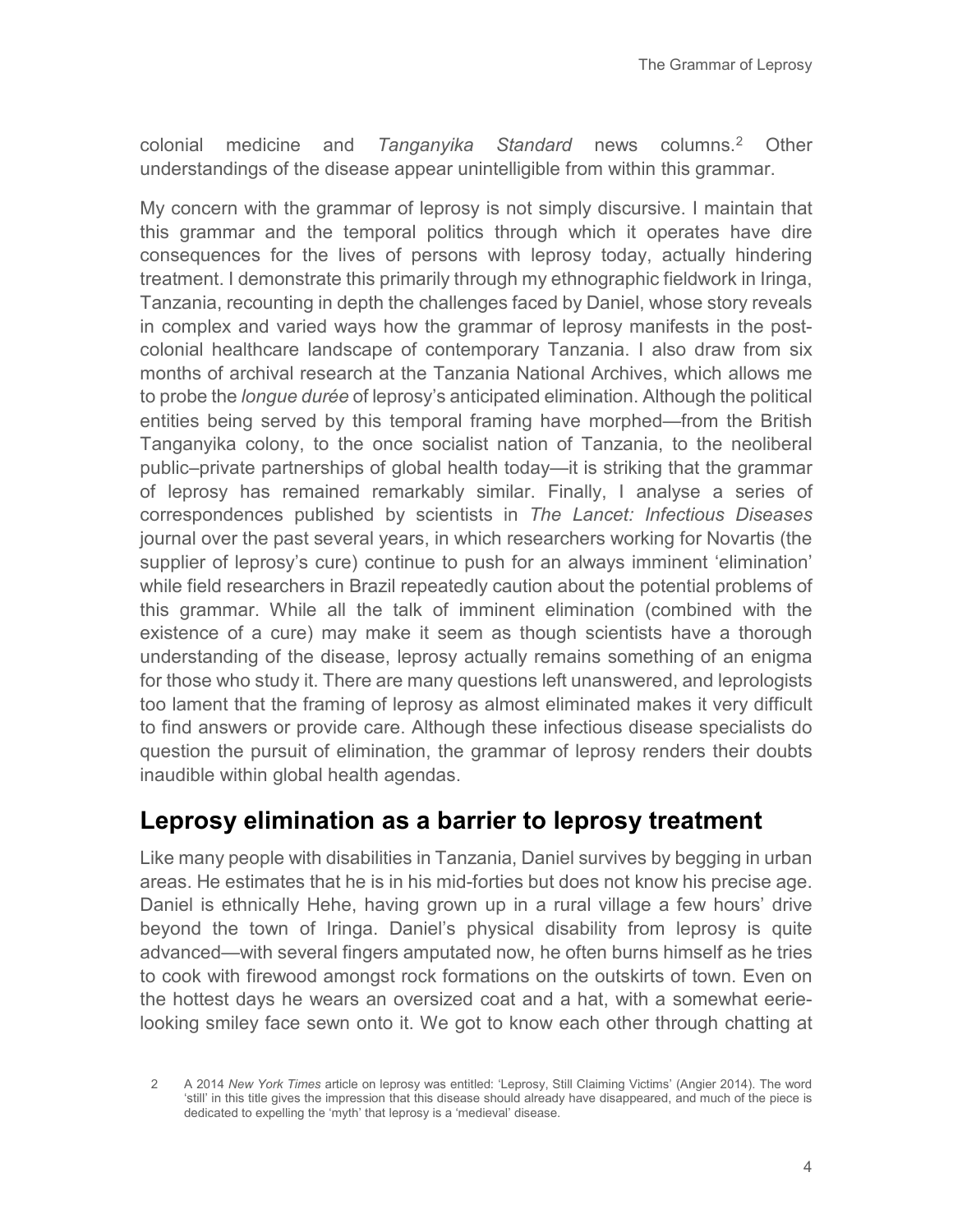colonial medicine and *Tanganyika Standard* news columns.[2] Other understandings of the disease appear unintelligible from within this grammar.

My concern with the grammar of leprosy is not simply discursive. I maintain that this grammar and the temporal politics through which it operates have dire consequences for the lives of persons with leprosy today, actually hindering treatment. I demonstrate this primarily through my ethnographic fieldwork in Iringa, Tanzania, recounting in depth the challenges faced by Daniel, whose story reveals in complex and varied ways how the grammar of leprosy manifests in the post-colonial healthcare landscape of contemporary Tanzania. I also draw from six months of archival research at the Tanzania National Archives, which allows me to probe the *longue durée* of leprosy's anticipated elimination. Although the political entities being served by this temporal framing have morphed—from the British Tanganyika colony, to the once socialist nation of Tanzania, to the neoliberal public–private partnerships of global health today—it is striking that the grammar of leprosy has remained remarkably similar. Finally, I analyse a series of correspondences published by scientists in *The Lancet: Infectious Diseases* journal over the past several years, in which researchers working for Novartis (the supplier of leprosy's cure) continue to push for an always imminent 'elimination' while field researchers in Brazil repeatedly caution about the potential problems of this grammar. While all the talk of imminent elimination (combined with the existence of a cure) may make it seem as though scientists have a thorough understanding of the disease, leprosy actually remains something of an enigma for those who study it. There are many questions left unanswered, and leprologists too lament that the framing of leprosy as almost eliminated makes it very difficult to find answers or provide care. Although these infectious disease specialists do question the pursuit of elimination, the grammar of leprosy renders their doubts inaudible within global health agendas.

## Leprosy elimination as a barrier to leprosy treatment

Like many people with disabilities in Tanzania, Daniel survives by begging in urban areas. He estimates that he is in his mid-forties but does not know his precise age. Daniel is ethnically Hehe, having grown up in a rural village a few hours' drive beyond the town of Iringa. Daniel's physical disability from leprosy is quite advanced—with several fingers amputated now, he often burns himself as he tries to cook with firewood amongst rock formations on the outskirts of town. Even on the hottest days he wears an oversized coat and a hat, with a somewhat eerie-looking smiley face sewn onto it. We got to know each other through chatting at

2 A 2014 *New York Times* article on leprosy was entitled: 'Leprosy, Still Claiming Victims' (Angier 2014). The word 'still' in this title gives the impression that this disease should already have disappeared, and much of the piece is dedicated to expelling the 'myth' that leprosy is a 'medieval' disease.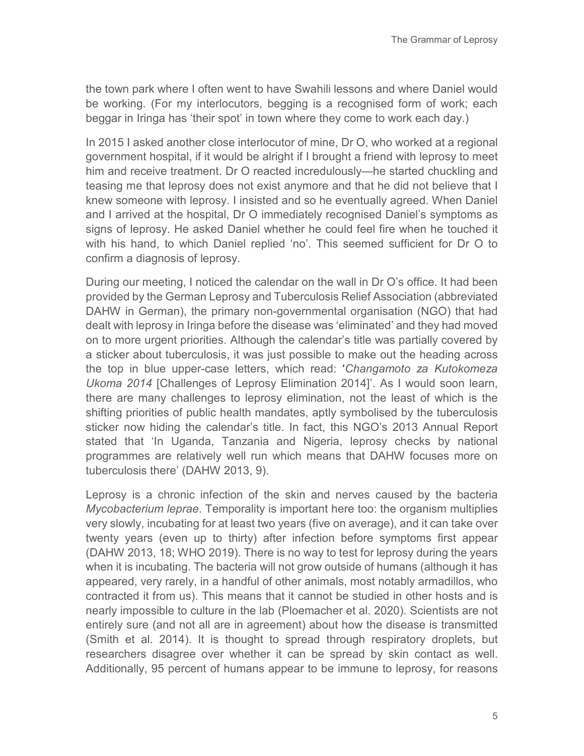the town park where I often went to have Swahili lessons and where Daniel would be working. (For my interlocutors, begging is a recognised form of work; each beggar in Iringa has 'their spot' in town where they come to work each day.)

In 2015 I asked another close interlocutor of mine, Dr O, who worked at a regional government hospital, if it would be alright if I brought a friend with leprosy to meet him and receive treatment. Dr O reacted incredulously—he started chuckling and teasing me that leprosy does not exist anymore and that he did not believe that I knew someone with leprosy. I insisted and so he eventually agreed. When Daniel and I arrived at the hospital, Dr O immediately recognised Daniel's symptoms as signs of leprosy. He asked Daniel whether he could feel fire when he touched it with his hand, to which Daniel replied 'no'. This seemed sufficient for Dr O to confirm a diagnosis of leprosy.

During our meeting, I noticed the calendar on the wall in Dr O's office. It had been provided by the German Leprosy and Tuberculosis Relief Association (abbreviated DAHW in German), the primary non-governmental organisation (NGO) that had dealt with leprosy in Iringa before the disease was 'eliminated' and they had moved on to more urgent priorities. Although the calendar's title was partially covered by a sticker about tuberculosis, it was just possible to make out the heading across the top in blue upper-case letters, which read: '*Changamoto za Kutokomeza Ukoma 2014* [Challenges of Leprosy Elimination 2014]'. As I would soon learn, there are many challenges to leprosy elimination, not the least of which is the shifting priorities of public health mandates, aptly symbolised by the tuberculosis sticker now hiding the calendar's title. In fact, this NGO's 2013 Annual Report stated that 'In Uganda, Tanzania and Nigeria, leprosy checks by national programmes are relatively well run which means that DAHW focuses more on tuberculosis there' (DAHW 2013, 9).

Leprosy is a chronic infection of the skin and nerves caused by the bacteria *Mycobacterium leprae*. Temporality is important here too: the organism multiplies very slowly, incubating for at least two years (five on average), and it can take over twenty years (even up to thirty) after infection before symptoms first appear (DAHW 2013, 18; WHO 2019). There is no way to test for leprosy during the years when it is incubating. The bacteria will not grow outside of humans (although it has appeared, very rarely, in a handful of other animals, most notably armadillos, who contracted it from us). This means that it cannot be studied in other hosts and is nearly impossible to culture in the lab (Ploemacher et al. 2020). Scientists are not entirely sure (and not all are in agreement) about how the disease is transmitted (Smith et al. 2014). It is thought to spread through respiratory droplets, but researchers disagree over whether it can be spread by skin contact as well. Additionally, 95 percent of humans appear to be immune to leprosy, for reasons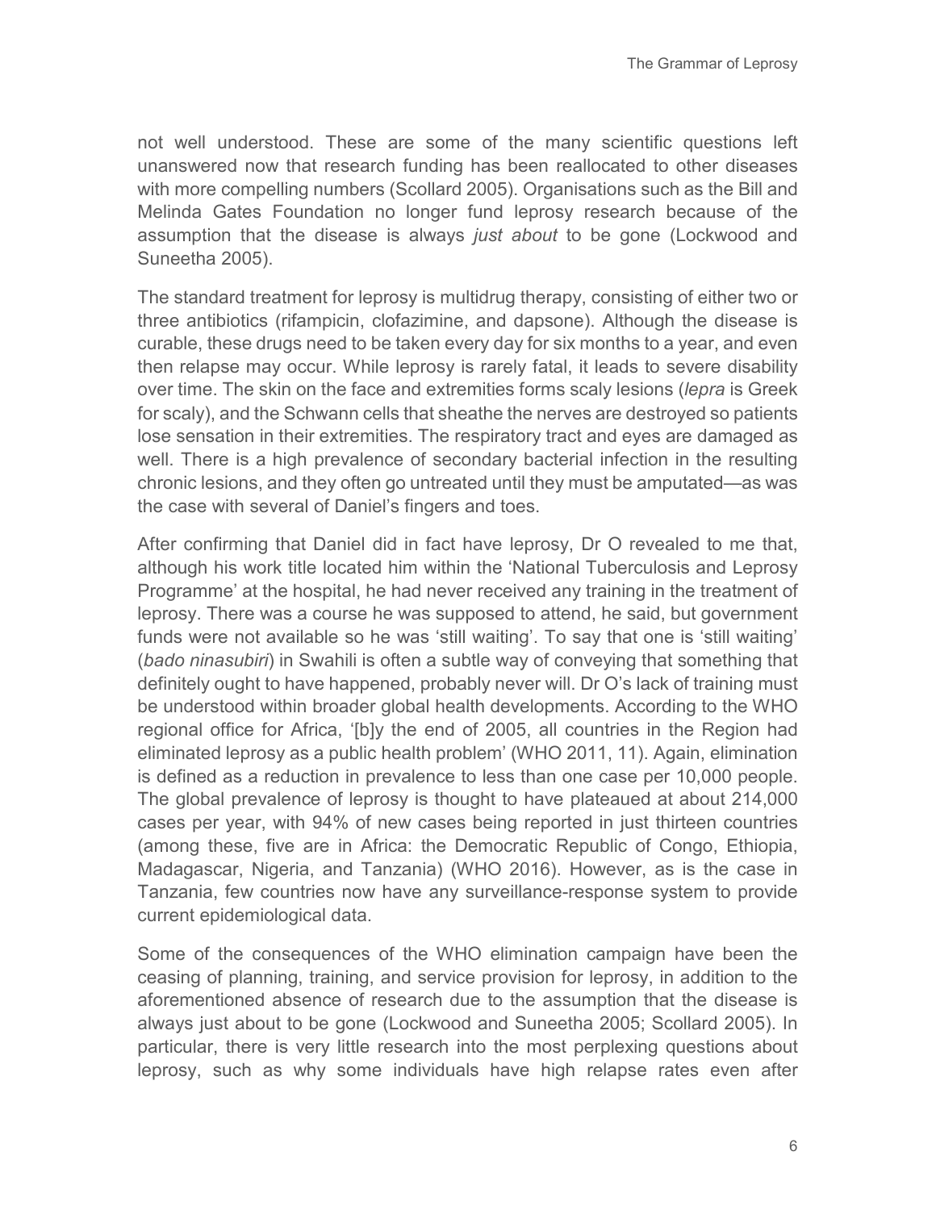not well understood. These are some of the many scientific questions left unanswered now that research funding has been reallocated to other diseases with more compelling numbers (Scollard 2005). Organisations such as the Bill and Melinda Gates Foundation no longer fund leprosy research because of the assumption that the disease is always *just about* to be gone (Lockwood and Suneetha 2005).

The standard treatment for leprosy is multidrug therapy, consisting of either two or three antibiotics (rifampicin, clofazimine, and dapsone). Although the disease is curable, these drugs need to be taken every day for six months to a year, and even then relapse may occur. While leprosy is rarely fatal, it leads to severe disability over time. The skin on the face and extremities forms scaly lesions (*lepra* is Greek for scaly), and the Schwann cells that sheathe the nerves are destroyed so patients lose sensation in their extremities. The respiratory tract and eyes are damaged as well. There is a high prevalence of secondary bacterial infection in the resulting chronic lesions, and they often go untreated until they must be amputated—as was the case with several of Daniel's fingers and toes.

After confirming that Daniel did in fact have leprosy, Dr O revealed to me that, although his work title located him within the 'National Tuberculosis and Leprosy Programme' at the hospital, he had never received any training in the treatment of leprosy. There was a course he was supposed to attend, he said, but government funds were not available so he was 'still waiting'. To say that one is 'still waiting' (*bado ninasubiri*) in Swahili is often a subtle way of conveying that something that definitely ought to have happened, probably never will. Dr O's lack of training must be understood within broader global health developments. According to the WHO regional office for Africa, '[b]y the end of 2005, all countries in the Region had eliminated leprosy as a public health problem' (WHO 2011, 11). Again, elimination is defined as a reduction in prevalence to less than one case per 10,000 people. The global prevalence of leprosy is thought to have plateaued at about 214,000 cases per year, with 94% of new cases being reported in just thirteen countries (among these, five are in Africa: the Democratic Republic of Congo, Ethiopia, Madagascar, Nigeria, and Tanzania) (WHO 2016). However, as is the case in Tanzania, few countries now have any surveillance-response system to provide current epidemiological data.

Some of the consequences of the WHO elimination campaign have been the ceasing of planning, training, and service provision for leprosy, in addition to the aforementioned absence of research due to the assumption that the disease is always just about to be gone (Lockwood and Suneetha 2005; Scollard 2005). In particular, there is very little research into the most perplexing questions about leprosy, such as why some individuals have high relapse rates even after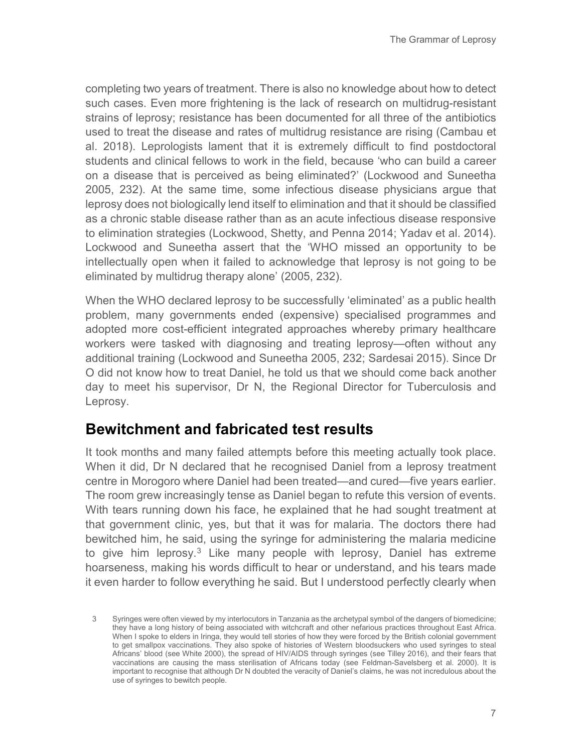completing two years of treatment. There is also no knowledge about how to detect such cases. Even more frightening is the lack of research on multidrug-resistant strains of leprosy; resistance has been documented for all three of the antibiotics used to treat the disease and rates of multidrug resistance are rising (Cambau et al. 2018). Leprologists lament that it is extremely difficult to find postdoctoral students and clinical fellows to work in the field, because 'who can build a career on a disease that is perceived as being eliminated?' (Lockwood and Suneetha 2005, 232). At the same time, some infectious disease physicians argue that leprosy does not biologically lend itself to elimination and that it should be classified as a chronic stable disease rather than as an acute infectious disease responsive to elimination strategies (Lockwood, Shetty, and Penna 2014; Yadav et al. 2014). Lockwood and Suneetha assert that the 'WHO missed an opportunity to be intellectually open when it failed to acknowledge that leprosy is not going to be eliminated by multidrug therapy alone' (2005, 232).

When the WHO declared leprosy to be successfully 'eliminated' as a public health problem, many governments ended (expensive) specialised programmes and adopted more cost-efficient integrated approaches whereby primary healthcare workers were tasked with diagnosing and treating leprosy—often without any additional training (Lockwood and Suneetha 2005, 232; Sardesai 2015). Since Dr O did not know how to treat Daniel, he told us that we should come back another day to meet his supervisor, Dr N, the Regional Director for Tuberculosis and Leprosy.

## Bewitchment and fabricated test results

It took months and many failed attempts before this meeting actually took place. When it did, Dr N declared that he recognised Daniel from a leprosy treatment centre in Morogoro where Daniel had been treated—and cured—five years earlier. The room grew increasingly tense as Daniel began to refute this version of events. With tears running down his face, he explained that he had sought treatment at that government clinic, yes, but that it was for malaria. The doctors there had bewitched him, he said, using the syringe for administering the malaria medicine to give him leprosy.[3] Like many people with leprosy, Daniel has extreme hoarseness, making his words difficult to hear or understand, and his tears made it even harder to follow everything he said. But I understood perfectly clearly when

3 Syringes were often viewed by my interlocutors in Tanzania as the archetypal symbol of the dangers of biomedicine; they have a long history of being associated with witchcraft and other nefarious practices throughout East Africa. When I spoke to elders in Iringa, they would tell stories of how they were forced by the British colonial government to get smallpox vaccinations. They also spoke of histories of Western bloodsuckers who used syringes to steal Africans' blood (see White 2000), the spread of HIV/AIDS through syringes (see Tilley 2016), and their fears that vaccinations are causing the mass sterilisation of Africans today (see Feldman-Savelsberg et al. 2000). It is important to recognise that although Dr N doubted the veracity of Daniel's claims, he was not incredulous about the use of syringes to bewitch people.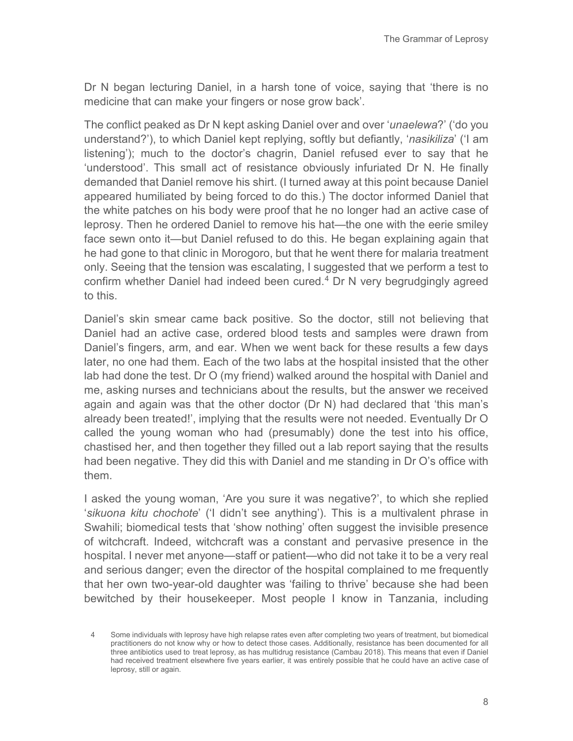Dr N began lecturing Daniel, in a harsh tone of voice, saying that 'there is no medicine that can make your fingers or nose grow back'.

The conflict peaked as Dr N kept asking Daniel over and over '*unaelewa*?' ('do you understand?'), to which Daniel kept replying, softly but defiantly, '*nasikiliza*' ('I am listening'); much to the doctor's chagrin, Daniel refused ever to say that he 'understood'. This small act of resistance obviously infuriated Dr N. He finally demanded that Daniel remove his shirt. (I turned away at this point because Daniel appeared humiliated by being forced to do this.) The doctor informed Daniel that the white patches on his body were proof that he no longer had an active case of leprosy. Then he ordered Daniel to remove his hat—the one with the eerie smiley face sewn onto it—but Daniel refused to do this. He began explaining again that he had gone to that clinic in Morogoro, but that he went there for malaria treatment only. Seeing that the tension was escalating, I suggested that we perform a test to confirm whether Daniel had indeed been cured.[4] Dr N very begrudgingly agreed to this.

Daniel's skin smear came back positive. So the doctor, still not believing that Daniel had an active case, ordered blood tests and samples were drawn from Daniel's fingers, arm, and ear. When we went back for these results a few days later, no one had them. Each of the two labs at the hospital insisted that the other lab had done the test. Dr O (my friend) walked around the hospital with Daniel and me, asking nurses and technicians about the results, but the answer we received again and again was that the other doctor (Dr N) had declared that 'this man's already been treated!', implying that the results were not needed. Eventually Dr O called the young woman who had (presumably) done the test into his office, chastised her, and then together they filled out a lab report saying that the results had been negative. They did this with Daniel and me standing in Dr O's office with them.

I asked the young woman, 'Are you sure it was negative?', to which she replied '*sikuona kitu chochote*' ('I didn't see anything'). This is a multivalent phrase in Swahili; biomedical tests that 'show nothing' often suggest the invisible presence of witchcraft. Indeed, witchcraft was a constant and pervasive presence in the hospital. I never met anyone—staff or patient—who did not take it to be a very real and serious danger; even the director of the hospital complained to me frequently that her own two-year-old daughter was 'failing to thrive' because she had been bewitched by their housekeeper. Most people I know in Tanzania, including

4 Some individuals with leprosy have high relapse rates even after completing two years of treatment, but biomedical practitioners do not know why or how to detect those cases. Additionally, resistance has been documented for all three antibiotics used to treat leprosy, as has multidrug resistance (Cambau 2018). This means that even if Daniel had received treatment elsewhere five years earlier, it was entirely possible that he could have an active case of leprosy, still or again.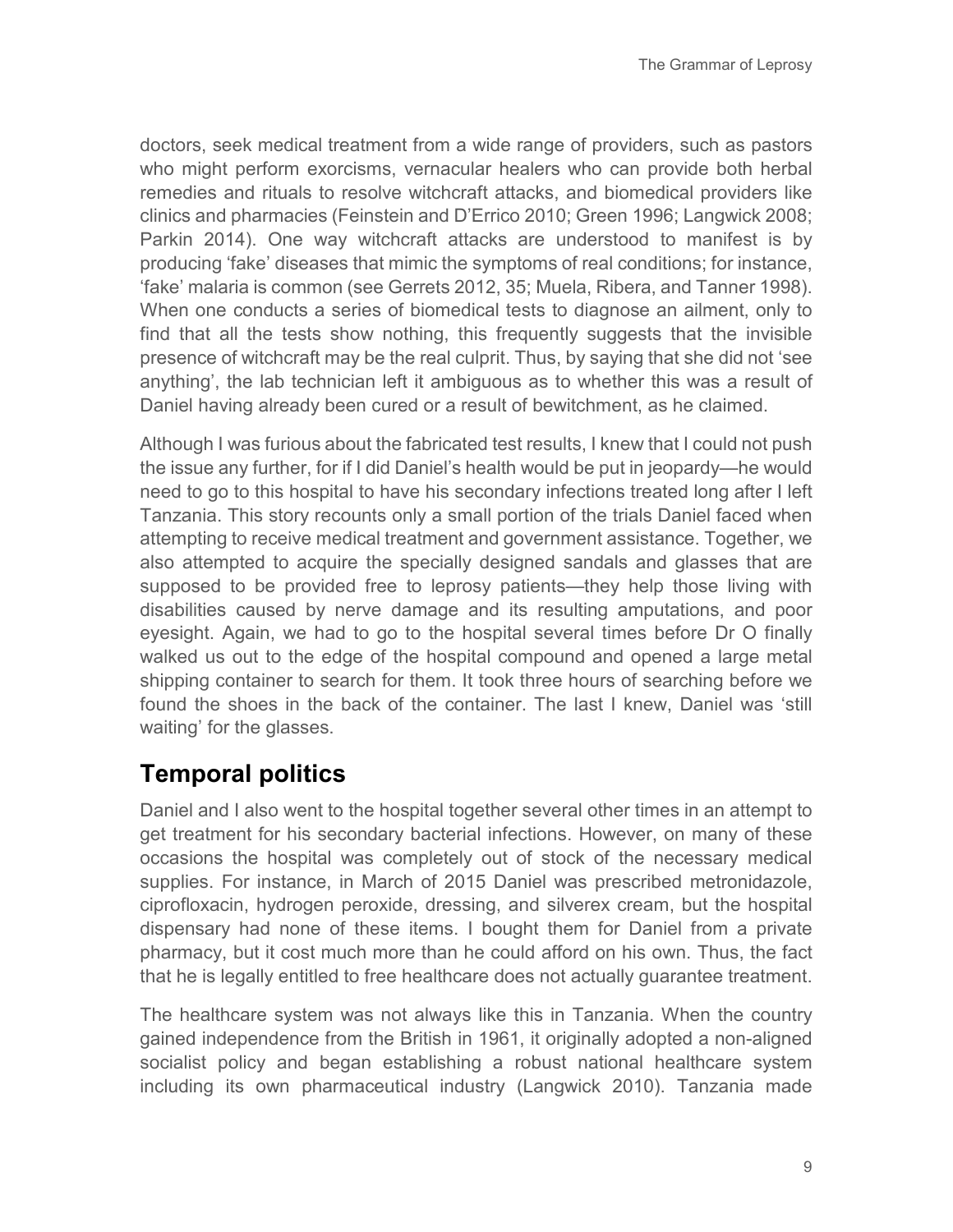doctors, seek medical treatment from a wide range of providers, such as pastors who might perform exorcisms, vernacular healers who can provide both herbal remedies and rituals to resolve witchcraft attacks, and biomedical providers like clinics and pharmacies (Feinstein and D'Errico 2010; Green 1996; Langwick 2008; Parkin 2014). One way witchcraft attacks are understood to manifest is by producing 'fake' diseases that mimic the symptoms of real conditions; for instance, 'fake' malaria is common (see Gerrets 2012, 35; Muela, Ribera, and Tanner 1998). When one conducts a series of biomedical tests to diagnose an ailment, only to find that all the tests show nothing, this frequently suggests that the invisible presence of witchcraft may be the real culprit. Thus, by saying that she did not 'see anything', the lab technician left it ambiguous as to whether this was a result of Daniel having already been cured or a result of bewitchment, as he claimed.

Although I was furious about the fabricated test results, I knew that I could not push the issue any further, for if I did Daniel's health would be put in jeopardy—he would need to go to this hospital to have his secondary infections treated long after I left Tanzania. This story recounts only a small portion of the trials Daniel faced when attempting to receive medical treatment and government assistance. Together, we also attempted to acquire the specially designed sandals and glasses that are supposed to be provided free to leprosy patients—they help those living with disabilities caused by nerve damage and its resulting amputations, and poor eyesight. Again, we had to go to the hospital several times before Dr O finally walked us out to the edge of the hospital compound and opened a large metal shipping container to search for them. It took three hours of searching before we found the shoes in the back of the container. The last I knew, Daniel was 'still waiting' for the glasses.

## Temporal politics

Daniel and I also went to the hospital together several other times in an attempt to get treatment for his secondary bacterial infections. However, on many of these occasions the hospital was completely out of stock of the necessary medical supplies. For instance, in March of 2015 Daniel was prescribed metronidazole, ciprofloxacin, hydrogen peroxide, dressing, and silverex cream, but the hospital dispensary had none of these items. I bought them for Daniel from a private pharmacy, but it cost much more than he could afford on his own. Thus, the fact that he is legally entitled to free healthcare does not actually guarantee treatment.

The healthcare system was not always like this in Tanzania. When the country gained independence from the British in 1961, it originally adopted a non-aligned socialist policy and began establishing a robust national healthcare system including its own pharmaceutical industry (Langwick 2010). Tanzania made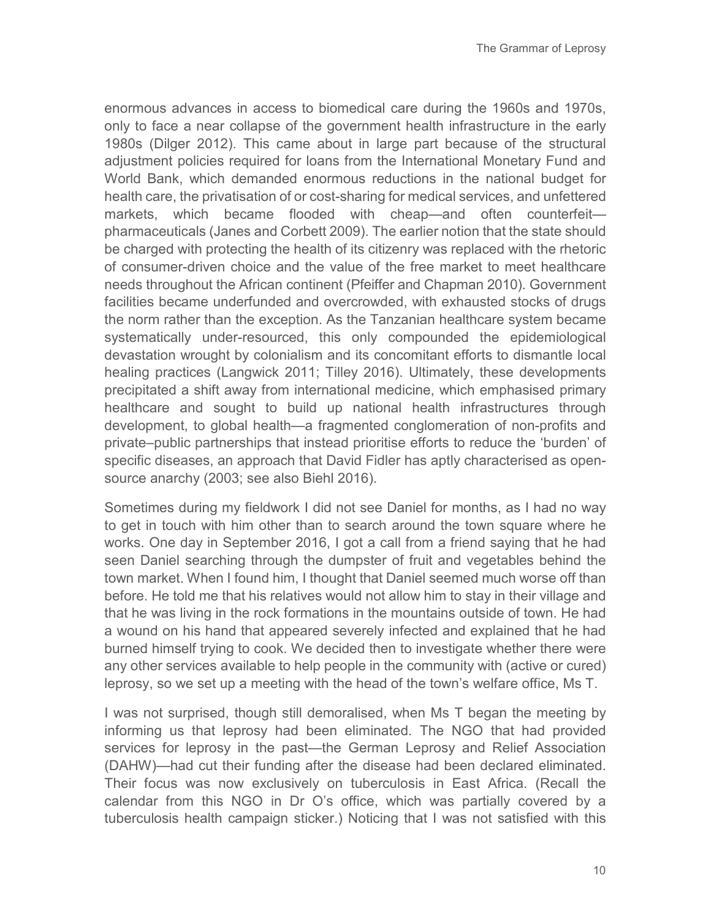enormous advances in access to biomedical care during the 1960s and 1970s, only to face a near collapse of the government health infrastructure in the early 1980s (Dilger 2012). This came about in large part because of the structural adjustment policies required for loans from the International Monetary Fund and World Bank, which demanded enormous reductions in the national budget for health care, the privatisation of or cost-sharing for medical services, and unfettered markets, which became flooded with cheap—and often counterfeit—pharmaceuticals (Janes and Corbett 2009). The earlier notion that the state should be charged with protecting the health of its citizenry was replaced with the rhetoric of consumer-driven choice and the value of the free market to meet healthcare needs throughout the African continent (Pfeiffer and Chapman 2010). Government facilities became underfunded and overcrowded, with exhausted stocks of drugs the norm rather than the exception. As the Tanzanian healthcare system became systematically under-resourced, this only compounded the epidemiological devastation wrought by colonialism and its concomitant efforts to dismantle local healing practices (Langwick 2011; Tilley 2016). Ultimately, these developments precipitated a shift away from international medicine, which emphasised primary healthcare and sought to build up national health infrastructures through development, to global health—a fragmented conglomeration of non-profits and private–public partnerships that instead prioritise efforts to reduce the 'burden' of specific diseases, an approach that David Fidler has aptly characterised as open-source anarchy (2003; see also Biehl 2016).

Sometimes during my fieldwork I did not see Daniel for months, as I had no way to get in touch with him other than to search around the town square where he works. One day in September 2016, I got a call from a friend saying that he had seen Daniel searching through the dumpster of fruit and vegetables behind the town market. When I found him, I thought that Daniel seemed much worse off than before. He told me that his relatives would not allow him to stay in their village and that he was living in the rock formations in the mountains outside of town. He had a wound on his hand that appeared severely infected and explained that he had burned himself trying to cook. We decided then to investigate whether there were any other services available to help people in the community with (active or cured) leprosy, so we set up a meeting with the head of the town's welfare office, Ms T.

I was not surprised, though still demoralised, when Ms T began the meeting by informing us that leprosy had been eliminated. The NGO that had provided services for leprosy in the past—the German Leprosy and Relief Association (DAHW)—had cut their funding after the disease had been declared eliminated. Their focus was now exclusively on tuberculosis in East Africa. (Recall the calendar from this NGO in Dr O's office, which was partially covered by a tuberculosis health campaign sticker.) Noticing that I was not satisfied with this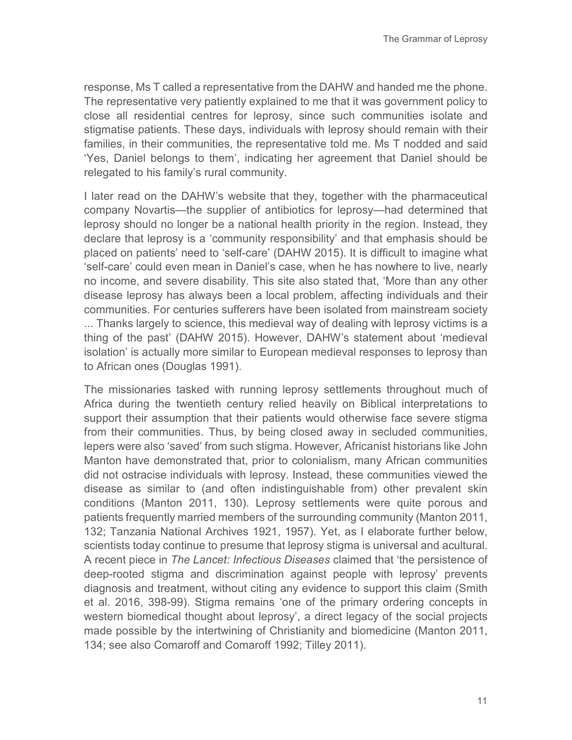response, Ms T called a representative from the DAHW and handed me the phone. The representative very patiently explained to me that it was government policy to close all residential centres for leprosy, since such communities isolate and stigmatise patients. These days, individuals with leprosy should remain with their families, in their communities, the representative told me. Ms T nodded and said 'Yes, Daniel belongs to them', indicating her agreement that Daniel should be relegated to his family's rural community.

I later read on the DAHW's website that they, together with the pharmaceutical company Novartis—the supplier of antibiotics for leprosy—had determined that leprosy should no longer be a national health priority in the region. Instead, they declare that leprosy is a 'community responsibility' and that emphasis should be placed on patients' need to 'self-care' (DAHW 2015). It is difficult to imagine what 'self-care' could even mean in Daniel's case, when he has nowhere to live, nearly no income, and severe disability. This site also stated that, 'More than any other disease leprosy has always been a local problem, affecting individuals and their communities. For centuries sufferers have been isolated from mainstream society ... Thanks largely to science, this medieval way of dealing with leprosy victims is a thing of the past' (DAHW 2015). However, DAHW's statement about 'medieval isolation' is actually more similar to European medieval responses to leprosy than to African ones (Douglas 1991).

The missionaries tasked with running leprosy settlements throughout much of Africa during the twentieth century relied heavily on Biblical interpretations to support their assumption that their patients would otherwise face severe stigma from their communities. Thus, by being closed away in secluded communities, lepers were also 'saved' from such stigma. However, Africanist historians like John Manton have demonstrated that, prior to colonialism, many African communities did not ostracise individuals with leprosy. Instead, these communities viewed the disease as similar to (and often indistinguishable from) other prevalent skin conditions (Manton 2011, 130). Leprosy settlements were quite porous and patients frequently married members of the surrounding community (Manton 2011, 132; Tanzania National Archives 1921, 1957). Yet, as I elaborate further below, scientists today continue to presume that leprosy stigma is universal and acultural. A recent piece in *The Lancet: Infectious Diseases* claimed that 'the persistence of deep-rooted stigma and discrimination against people with leprosy' prevents diagnosis and treatment, without citing any evidence to support this claim (Smith et al. 2016, 398-99). Stigma remains 'one of the primary ordering concepts in western biomedical thought about leprosy', a direct legacy of the social projects made possible by the intertwining of Christianity and biomedicine (Manton 2011, 134; see also Comaroff and Comaroff 1992; Tilley 2011).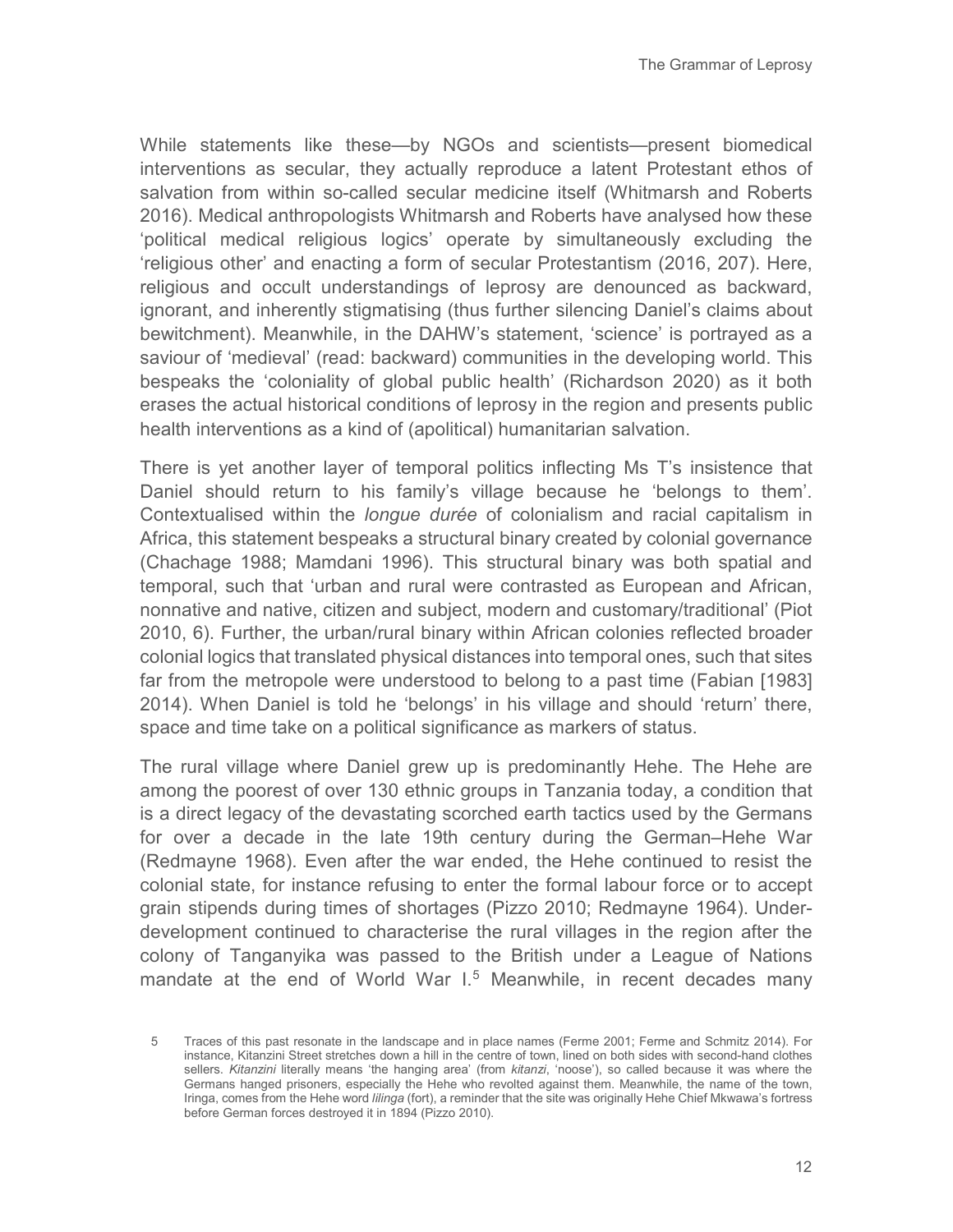While statements like these—by NGOs and scientists—present biomedical interventions as secular, they actually reproduce a latent Protestant ethos of salvation from within so-called secular medicine itself (Whitmarsh and Roberts 2016). Medical anthropologists Whitmarsh and Roberts have analysed how these 'political medical religious logics' operate by simultaneously excluding the 'religious other' and enacting a form of secular Protestantism (2016, 207). Here, religious and occult understandings of leprosy are denounced as backward, ignorant, and inherently stigmatising (thus further silencing Daniel's claims about bewitchment). Meanwhile, in the DAHW's statement, 'science' is portrayed as a saviour of 'medieval' (read: backward) communities in the developing world. This bespeaks the 'coloniality of global public health' (Richardson 2020) as it both erases the actual historical conditions of leprosy in the region and presents public health interventions as a kind of (apolitical) humanitarian salvation.

There is yet another layer of temporal politics inflecting Ms T's insistence that Daniel should return to his family's village because he 'belongs to them'. Contextualised within the *longue durée* of colonialism and racial capitalism in Africa, this statement bespeaks a structural binary created by colonial governance (Chachage 1988; Mamdani 1996). This structural binary was both spatial and temporal, such that 'urban and rural were contrasted as European and African, nonnative and native, citizen and subject, modern and customary/traditional' (Piot 2010, 6). Further, the urban/rural binary within African colonies reflected broader colonial logics that translated physical distances into temporal ones, such that sites far from the metropole were understood to belong to a past time (Fabian [1983] 2014). When Daniel is told he 'belongs' in his village and should 'return' there, space and time take on a political significance as markers of status.

The rural village where Daniel grew up is predominantly Hehe. The Hehe are among the poorest of over 130 ethnic groups in Tanzania today, a condition that is a direct legacy of the devastating scorched earth tactics used by the Germans for over a decade in the late 19th century during the German–Hehe War (Redmayne 1968). Even after the war ended, the Hehe continued to resist the colonial state, for instance refusing to enter the formal labour force or to accept grain stipends during times of shortages (Pizzo 2010; Redmayne 1964). Under-development continued to characterise the rural villages in the region after the colony of Tanganyika was passed to the British under a League of Nations mandate at the end of World War I.[5] Meanwhile, in recent decades many

5 Traces of this past resonate in the landscape and in place names (Ferme 2001; Ferme and Schmitz 2014). For instance, Kitanzini Street stretches down a hill in the centre of town, lined on both sides with second-hand clothes sellers. *Kitanzini* literally means 'the hanging area' (from *kitanzi*, 'noose'), so called because it was where the Germans hanged prisoners, especially the Hehe who revolted against them. Meanwhile, the name of the town, Iringa, comes from the Hehe word *lilinga* (fort), a reminder that the site was originally Hehe Chief Mkwawa's fortress before German forces destroyed it in 1894 (Pizzo 2010).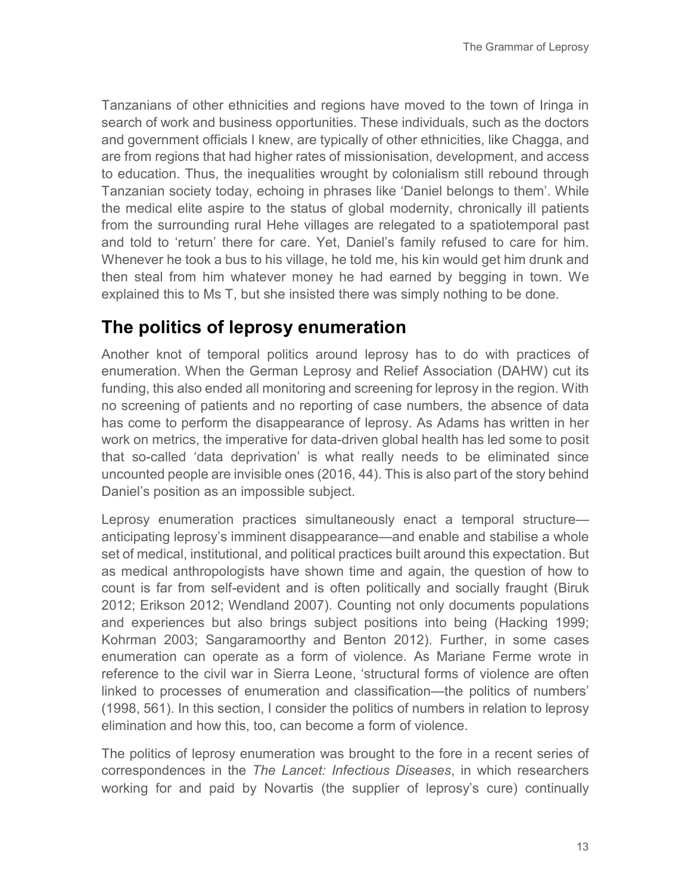Tanzanians of other ethnicities and regions have moved to the town of Iringa in search of work and business opportunities. These individuals, such as the doctors and government officials I knew, are typically of other ethnicities, like Chagga, and are from regions that had higher rates of missionisation, development, and access to education. Thus, the inequalities wrought by colonialism still rebound through Tanzanian society today, echoing in phrases like 'Daniel belongs to them'. While the medical elite aspire to the status of global modernity, chronically ill patients from the surrounding rural Hehe villages are relegated to a spatiotemporal past and told to 'return' there for care. Yet, Daniel's family refused to care for him. Whenever he took a bus to his village, he told me, his kin would get him drunk and then steal from him whatever money he had earned by begging in town. We explained this to Ms T, but she insisted there was simply nothing to be done.

## The politics of leprosy enumeration

Another knot of temporal politics around leprosy has to do with practices of enumeration. When the German Leprosy and Relief Association (DAHW) cut its funding, this also ended all monitoring and screening for leprosy in the region. With no screening of patients and no reporting of case numbers, the absence of data has come to perform the disappearance of leprosy. As Adams has written in her work on metrics, the imperative for data-driven global health has led some to posit that so-called 'data deprivation' is what really needs to be eliminated since uncounted people are invisible ones (2016, 44). This is also part of the story behind Daniel's position as an impossible subject.

Leprosy enumeration practices simultaneously enact a temporal structure—anticipating leprosy's imminent disappearance—and enable and stabilise a whole set of medical, institutional, and political practices built around this expectation. But as medical anthropologists have shown time and again, the question of how to count is far from self-evident and is often politically and socially fraught (Biruk 2012; Erikson 2012; Wendland 2007). Counting not only documents populations and experiences but also brings subject positions into being (Hacking 1999; Kohrman 2003; Sangaramoorthy and Benton 2012). Further, in some cases enumeration can operate as a form of violence. As Mariane Ferme wrote in reference to the civil war in Sierra Leone, 'structural forms of violence are often linked to processes of enumeration and classification—the politics of numbers' (1998, 561). In this section, I consider the politics of numbers in relation to leprosy elimination and how this, too, can become a form of violence.

The politics of leprosy enumeration was brought to the fore in a recent series of correspondences in the *The Lancet: Infectious Diseases*, in which researchers working for and paid by Novartis (the supplier of leprosy's cure) continually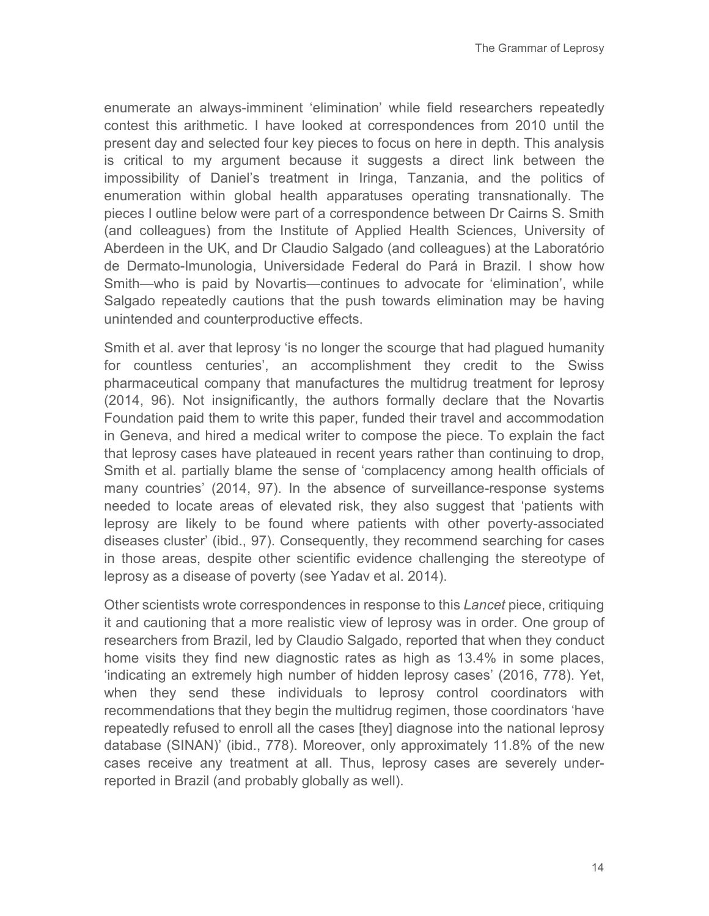enumerate an always-imminent 'elimination' while field researchers repeatedly contest this arithmetic. I have looked at correspondences from 2010 until the present day and selected four key pieces to focus on here in depth. This analysis is critical to my argument because it suggests a direct link between the impossibility of Daniel's treatment in Iringa, Tanzania, and the politics of enumeration within global health apparatuses operating transnationally. The pieces I outline below were part of a correspondence between Dr Cairns S. Smith (and colleagues) from the Institute of Applied Health Sciences, University of Aberdeen in the UK, and Dr Claudio Salgado (and colleagues) at the Laboratório de Dermato-Imunologia, Universidade Federal do Pará in Brazil. I show how Smith—who is paid by Novartis—continues to advocate for 'elimination', while Salgado repeatedly cautions that the push towards elimination may be having unintended and counterproductive effects.

Smith et al. aver that leprosy 'is no longer the scourge that had plagued humanity for countless centuries', an accomplishment they credit to the Swiss pharmaceutical company that manufactures the multidrug treatment for leprosy (2014, 96). Not insignificantly, the authors formally declare that the Novartis Foundation paid them to write this paper, funded their travel and accommodation in Geneva, and hired a medical writer to compose the piece. To explain the fact that leprosy cases have plateaued in recent years rather than continuing to drop, Smith et al. partially blame the sense of 'complacency among health officials of many countries' (2014, 97). In the absence of surveillance-response systems needed to locate areas of elevated risk, they also suggest that 'patients with leprosy are likely to be found where patients with other poverty-associated diseases cluster' (ibid., 97). Consequently, they recommend searching for cases in those areas, despite other scientific evidence challenging the stereotype of leprosy as a disease of poverty (see Yadav et al. 2014).

Other scientists wrote correspondences in response to this *Lancet* piece, critiquing it and cautioning that a more realistic view of leprosy was in order. One group of researchers from Brazil, led by Claudio Salgado, reported that when they conduct home visits they find new diagnostic rates as high as 13.4% in some places, 'indicating an extremely high number of hidden leprosy cases' (2016, 778). Yet, when they send these individuals to leprosy control coordinators with recommendations that they begin the multidrug regimen, those coordinators 'have repeatedly refused to enroll all the cases [they] diagnose into the national leprosy database (SINAN)' (ibid., 778). Moreover, only approximately 11.8% of the new cases receive any treatment at all. Thus, leprosy cases are severely under-reported in Brazil (and probably globally as well).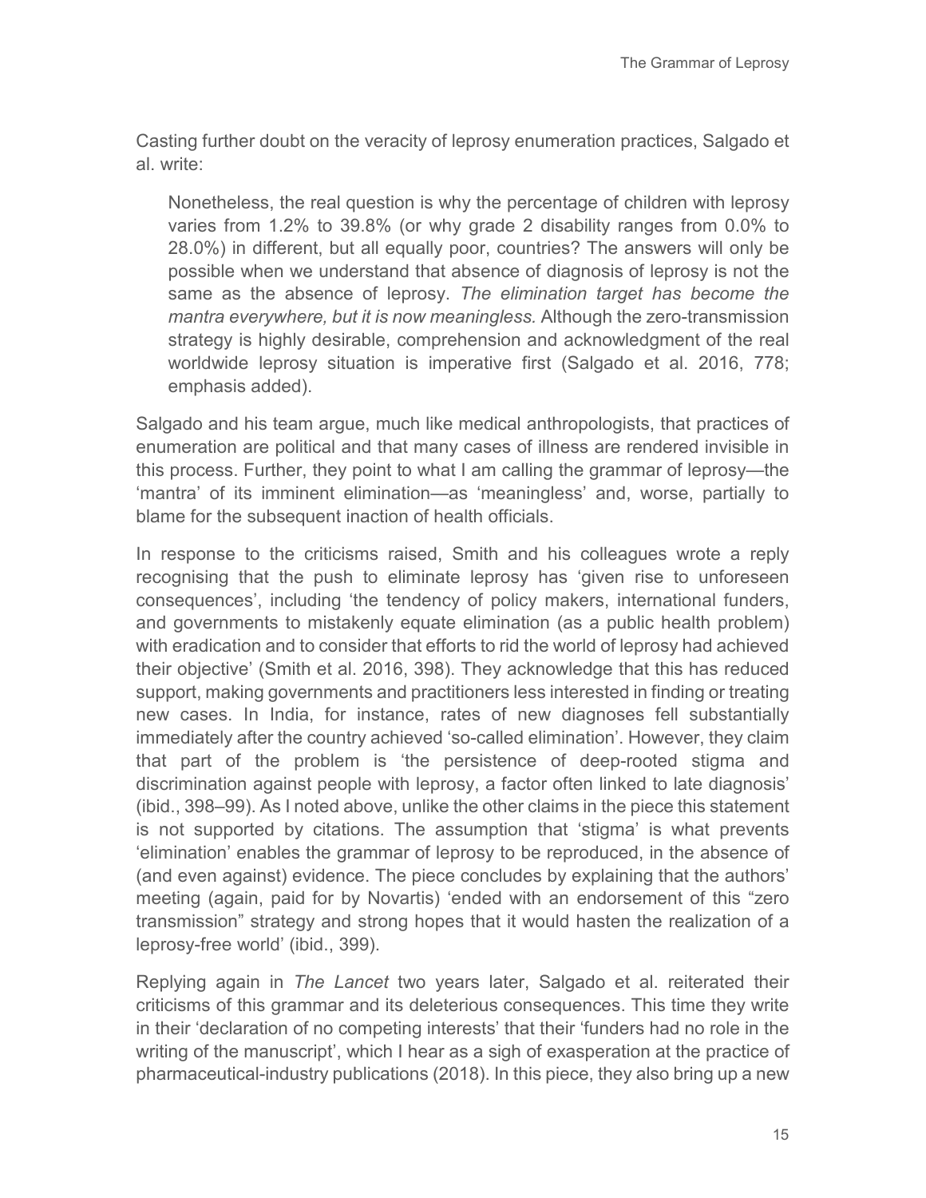Casting further doubt on the veracity of leprosy enumeration practices, Salgado et al. write:

> Nonetheless, the real question is why the percentage of children with leprosy varies from 1.2% to 39.8% (or why grade 2 disability ranges from 0.0% to 28.0%) in different, but all equally poor, countries? The answers will only be possible when we understand that absence of diagnosis of leprosy is not the same as the absence of leprosy. *The elimination target has become the mantra everywhere, but it is now meaningless.* Although the zero-transmission strategy is highly desirable, comprehension and acknowledgment of the real worldwide leprosy situation is imperative first (Salgado et al. 2016, 778; emphasis added).

Salgado and his team argue, much like medical anthropologists, that practices of enumeration are political and that many cases of illness are rendered invisible in this process. Further, they point to what I am calling the grammar of leprosy—the 'mantra' of its imminent elimination—as 'meaningless' and, worse, partially to blame for the subsequent inaction of health officials.

In response to the criticisms raised, Smith and his colleagues wrote a reply recognising that the push to eliminate leprosy has 'given rise to unforeseen consequences', including 'the tendency of policy makers, international funders, and governments to mistakenly equate elimination (as a public health problem) with eradication and to consider that efforts to rid the world of leprosy had achieved their objective' (Smith et al. 2016, 398). They acknowledge that this has reduced support, making governments and practitioners less interested in finding or treating new cases. In India, for instance, rates of new diagnoses fell substantially immediately after the country achieved 'so-called elimination'. However, they claim that part of the problem is 'the persistence of deep-rooted stigma and discrimination against people with leprosy, a factor often linked to late diagnosis' (ibid., 398–99). As I noted above, unlike the other claims in the piece this statement is not supported by citations. The assumption that 'stigma' is what prevents 'elimination' enables the grammar of leprosy to be reproduced, in the absence of (and even against) evidence. The piece concludes by explaining that the authors' meeting (again, paid for by Novartis) 'ended with an endorsement of this "zero transmission" strategy and strong hopes that it would hasten the realization of a leprosy-free world' (ibid., 399).

Replying again in *The Lancet* two years later, Salgado et al. reiterated their criticisms of this grammar and its deleterious consequences. This time they write in their 'declaration of no competing interests' that their 'funders had no role in the writing of the manuscript', which I hear as a sigh of exasperation at the practice of pharmaceutical-industry publications (2018). In this piece, they also bring up a new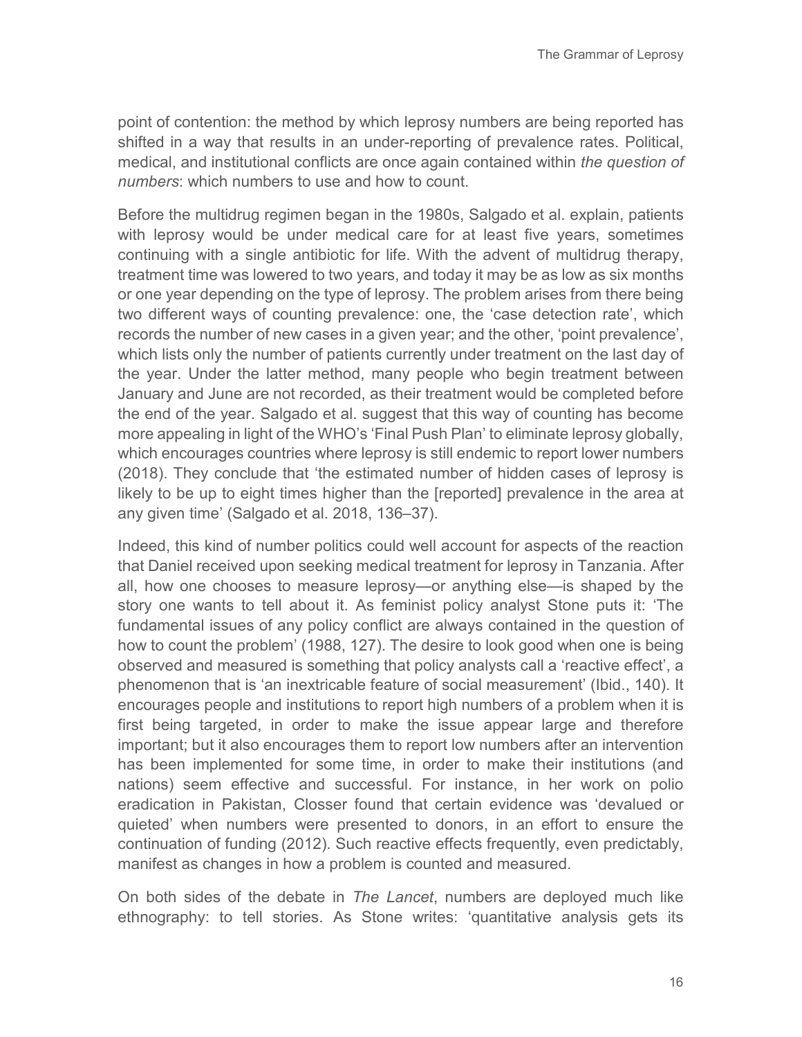point of contention: the method by which leprosy numbers are being reported has shifted in a way that results in an under-reporting of prevalence rates. Political, medical, and institutional conflicts are once again contained within *the question of numbers*: which numbers to use and how to count.

Before the multidrug regimen began in the 1980s, Salgado et al. explain, patients with leprosy would be under medical care for at least five years, sometimes continuing with a single antibiotic for life. With the advent of multidrug therapy, treatment time was lowered to two years, and today it may be as low as six months or one year depending on the type of leprosy. The problem arises from there being two different ways of counting prevalence: one, the 'case detection rate', which records the number of new cases in a given year; and the other, 'point prevalence', which lists only the number of patients currently under treatment on the last day of the year. Under the latter method, many people who begin treatment between January and June are not recorded, as their treatment would be completed before the end of the year. Salgado et al. suggest that this way of counting has become more appealing in light of the WHO's 'Final Push Plan' to eliminate leprosy globally, which encourages countries where leprosy is still endemic to report lower numbers (2018). They conclude that 'the estimated number of hidden cases of leprosy is likely to be up to eight times higher than the [reported] prevalence in the area at any given time' (Salgado et al. 2018, 136–37).

Indeed, this kind of number politics could well account for aspects of the reaction that Daniel received upon seeking medical treatment for leprosy in Tanzania. After all, how one chooses to measure leprosy—or anything else—is shaped by the story one wants to tell about it. As feminist policy analyst Stone puts it: 'The fundamental issues of any policy conflict are always contained in the question of how to count the problem' (1988, 127). The desire to look good when one is being observed and measured is something that policy analysts call a 'reactive effect', a phenomenon that is 'an inextricable feature of social measurement' (Ibid., 140). It encourages people and institutions to report high numbers of a problem when it is first being targeted, in order to make the issue appear large and therefore important; but it also encourages them to report low numbers after an intervention has been implemented for some time, in order to make their institutions (and nations) seem effective and successful. For instance, in her work on polio eradication in Pakistan, Closser found that certain evidence was 'devalued or quieted' when numbers were presented to donors, in an effort to ensure the continuation of funding (2012). Such reactive effects frequently, even predictably, manifest as changes in how a problem is counted and measured.

On both sides of the debate in *The Lancet*, numbers are deployed much like ethnography: to tell stories. As Stone writes: 'quantitative analysis gets its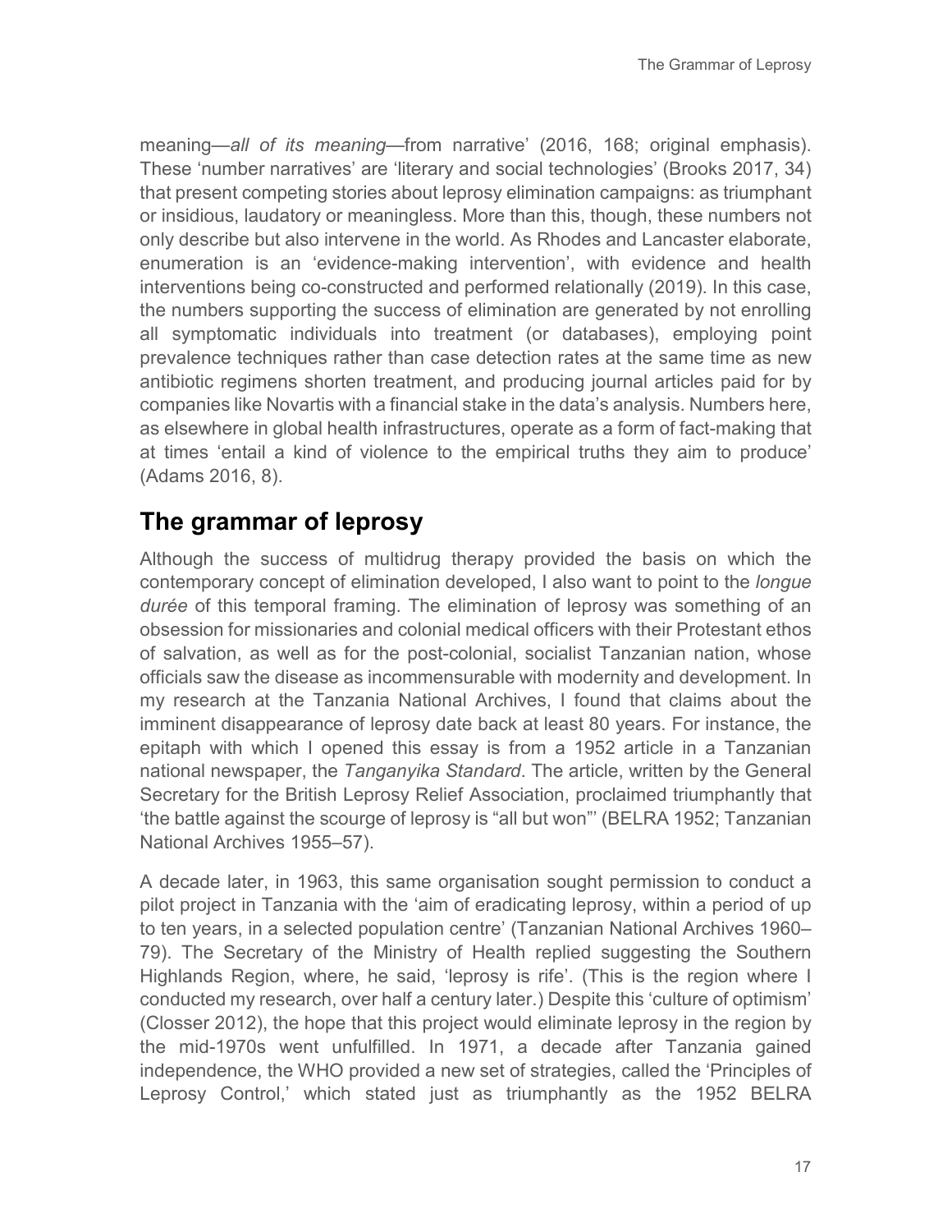meaning—*all of its meaning*—from narrative' (2016, 168; original emphasis). These 'number narratives' are 'literary and social technologies' (Brooks 2017, 34) that present competing stories about leprosy elimination campaigns: as triumphant or insidious, laudatory or meaningless. More than this, though, these numbers not only describe but also intervene in the world. As Rhodes and Lancaster elaborate, enumeration is an 'evidence-making intervention', with evidence and health interventions being co-constructed and performed relationally (2019). In this case, the numbers supporting the success of elimination are generated by not enrolling all symptomatic individuals into treatment (or databases), employing point prevalence techniques rather than case detection rates at the same time as new antibiotic regimens shorten treatment, and producing journal articles paid for by companies like Novartis with a financial stake in the data's analysis. Numbers here, as elsewhere in global health infrastructures, operate as a form of fact-making that at times 'entail a kind of violence to the empirical truths they aim to produce' (Adams 2016, 8).

## The grammar of leprosy

Although the success of multidrug therapy provided the basis on which the contemporary concept of elimination developed, I also want to point to the *longue durée* of this temporal framing. The elimination of leprosy was something of an obsession for missionaries and colonial medical officers with their Protestant ethos of salvation, as well as for the post-colonial, socialist Tanzanian nation, whose officials saw the disease as incommensurable with modernity and development. In my research at the Tanzania National Archives, I found that claims about the imminent disappearance of leprosy date back at least 80 years. For instance, the epitaph with which I opened this essay is from a 1952 article in a Tanzanian national newspaper, the *Tanganyika Standard*. The article, written by the General Secretary for the British Leprosy Relief Association, proclaimed triumphantly that 'the battle against the scourge of leprosy is "all but won"' (BELRA 1952; Tanzanian National Archives 1955–57).

A decade later, in 1963, this same organisation sought permission to conduct a pilot project in Tanzania with the 'aim of eradicating leprosy, within a period of up to ten years, in a selected population centre' (Tanzanian National Archives 1960–79). The Secretary of the Ministry of Health replied suggesting the Southern Highlands Region, where, he said, 'leprosy is rife'. (This is the region where I conducted my research, over half a century later.) Despite this 'culture of optimism' (Closser 2012), the hope that this project would eliminate leprosy in the region by the mid-1970s went unfulfilled. In 1971, a decade after Tanzania gained independence, the WHO provided a new set of strategies, called the 'Principles of Leprosy Control,' which stated just as triumphantly as the 1952 BELRA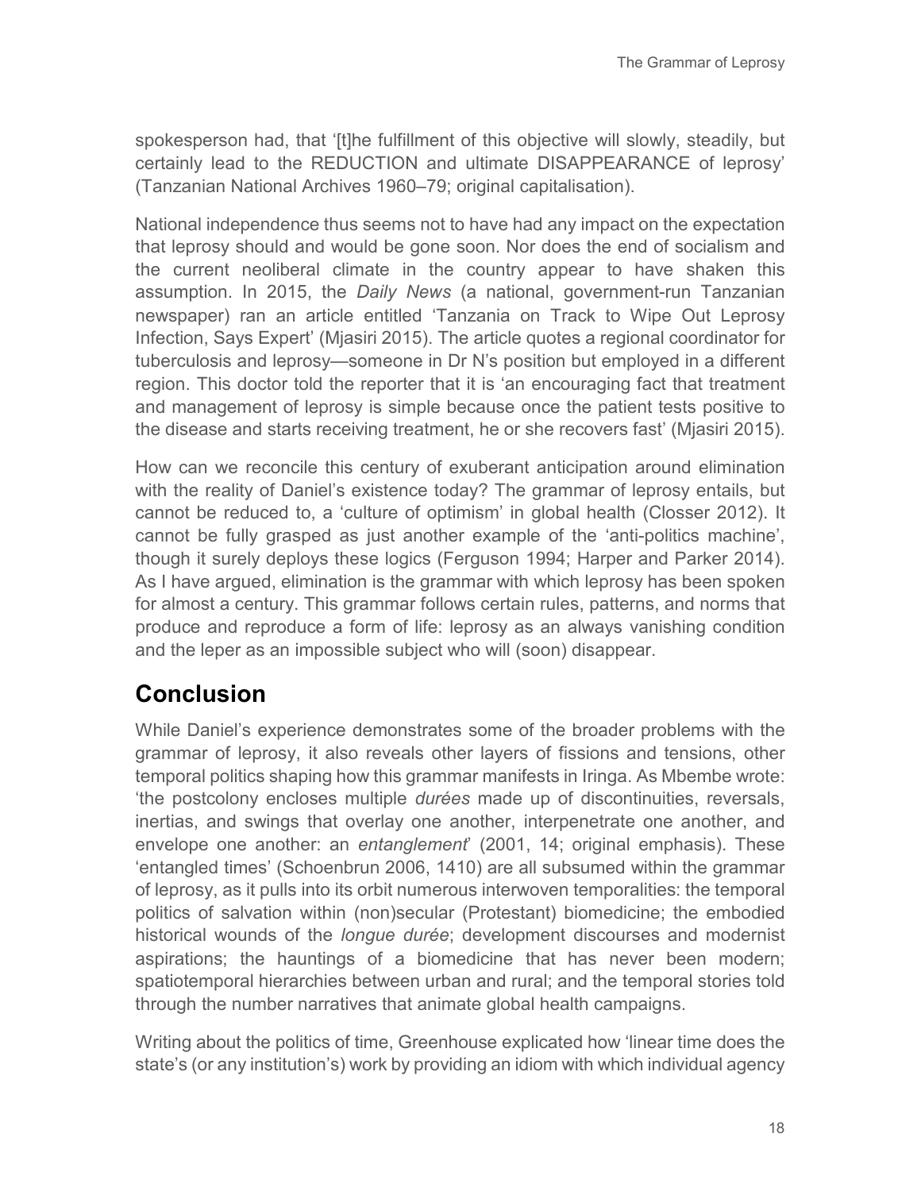spokesperson had, that '[t]he fulfillment of this objective will slowly, steadily, but certainly lead to the REDUCTION and ultimate DISAPPEARANCE of leprosy' (Tanzanian National Archives 1960–79; original capitalisation).

National independence thus seems not to have had any impact on the expectation that leprosy should and would be gone soon. Nor does the end of socialism and the current neoliberal climate in the country appear to have shaken this assumption. In 2015, the *Daily News* (a national, government-run Tanzanian newspaper) ran an article entitled 'Tanzania on Track to Wipe Out Leprosy Infection, Says Expert' (Mjasiri 2015). The article quotes a regional coordinator for tuberculosis and leprosy—someone in Dr N's position but employed in a different region. This doctor told the reporter that it is 'an encouraging fact that treatment and management of leprosy is simple because once the patient tests positive to the disease and starts receiving treatment, he or she recovers fast' (Mjasiri 2015).

How can we reconcile this century of exuberant anticipation around elimination with the reality of Daniel's existence today? The grammar of leprosy entails, but cannot be reduced to, a 'culture of optimism' in global health (Closser 2012). It cannot be fully grasped as just another example of the 'anti-politics machine', though it surely deploys these logics (Ferguson 1994; Harper and Parker 2014). As I have argued, elimination is the grammar with which leprosy has been spoken for almost a century. This grammar follows certain rules, patterns, and norms that produce and reproduce a form of life: leprosy as an always vanishing condition and the leper as an impossible subject who will (soon) disappear.

## Conclusion

While Daniel's experience demonstrates some of the broader problems with the grammar of leprosy, it also reveals other layers of fissions and tensions, other temporal politics shaping how this grammar manifests in Iringa. As Mbembe wrote: 'the postcolony encloses multiple *durées* made up of discontinuities, reversals, inertias, and swings that overlay one another, interpenetrate one another, and envelope one another: an *entanglement*' (2001, 14; original emphasis). These 'entangled times' (Schoenbrun 2006, 1410) are all subsumed within the grammar of leprosy, as it pulls into its orbit numerous interwoven temporalities: the temporal politics of salvation within (non)secular (Protestant) biomedicine; the embodied historical wounds of the *longue durée*; development discourses and modernist aspirations; the hauntings of a biomedicine that has never been modern; spatiotemporal hierarchies between urban and rural; and the temporal stories told through the number narratives that animate global health campaigns.

Writing about the politics of time, Greenhouse explicated how 'linear time does the state's (or any institution's) work by providing an idiom with which individual agency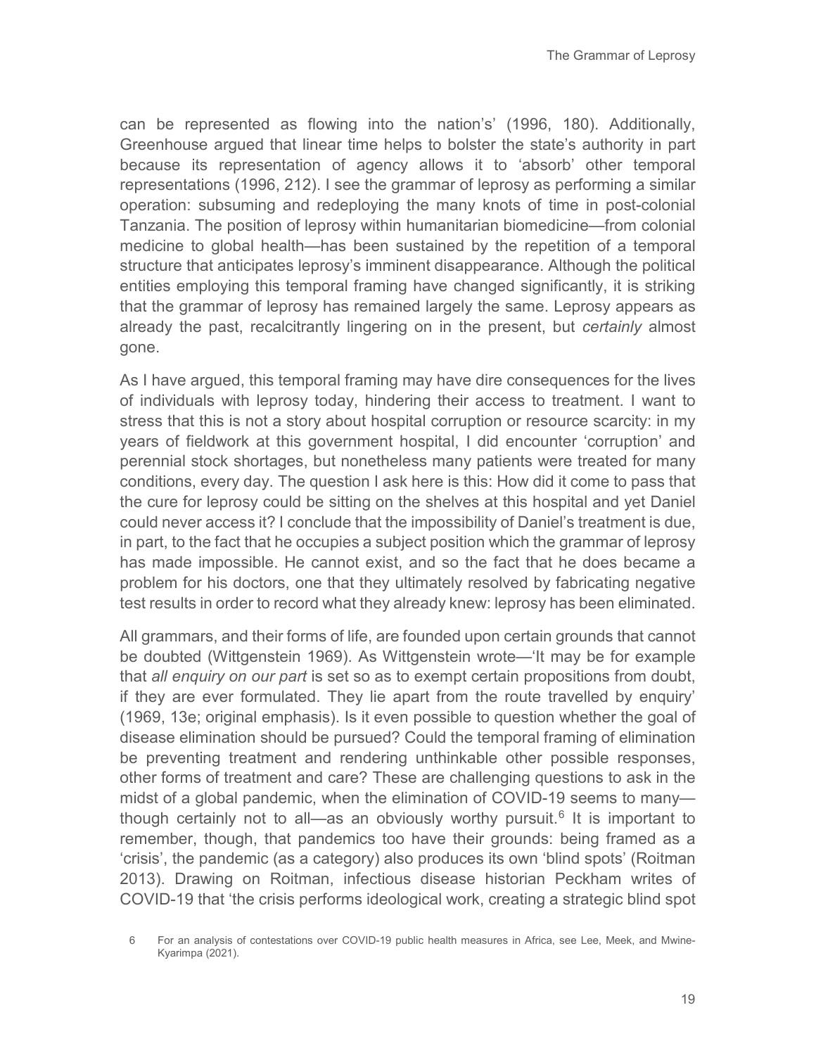can be represented as flowing into the nation's' (1996, 180). Additionally, Greenhouse argued that linear time helps to bolster the state's authority in part because its representation of agency allows it to 'absorb' other temporal representations (1996, 212). I see the grammar of leprosy as performing a similar operation: subsuming and redeploying the many knots of time in post-colonial Tanzania. The position of leprosy within humanitarian biomedicine—from colonial medicine to global health—has been sustained by the repetition of a temporal structure that anticipates leprosy's imminent disappearance. Although the political entities employing this temporal framing have changed significantly, it is striking that the grammar of leprosy has remained largely the same. Leprosy appears as already the past, recalcitrantly lingering on in the present, but *certainly* almost gone.

As I have argued, this temporal framing may have dire consequences for the lives of individuals with leprosy today, hindering their access to treatment. I want to stress that this is not a story about hospital corruption or resource scarcity: in my years of fieldwork at this government hospital, I did encounter 'corruption' and perennial stock shortages, but nonetheless many patients were treated for many conditions, every day. The question I ask here is this: How did it come to pass that the cure for leprosy could be sitting on the shelves at this hospital and yet Daniel could never access it? I conclude that the impossibility of Daniel's treatment is due, in part, to the fact that he occupies a subject position which the grammar of leprosy has made impossible. He cannot exist, and so the fact that he does became a problem for his doctors, one that they ultimately resolved by fabricating negative test results in order to record what they already knew: leprosy has been eliminated.

All grammars, and their forms of life, are founded upon certain grounds that cannot be doubted (Wittgenstein 1969). As Wittgenstein wrote—'It may be for example that *all enquiry on our part* is set so as to exempt certain propositions from doubt, if they are ever formulated. They lie apart from the route travelled by enquiry' (1969, 13e; original emphasis). Is it even possible to question whether the goal of disease elimination should be pursued? Could the temporal framing of elimination be preventing treatment and rendering unthinkable other possible responses, other forms of treatment and care? These are challenging questions to ask in the midst of a global pandemic, when the elimination of COVID-19 seems to many—though certainly not to all—as an obviously worthy pursuit.[6] It is important to remember, though, that pandemics too have their grounds: being framed as a 'crisis', the pandemic (as a category) also produces its own 'blind spots' (Roitman 2013). Drawing on Roitman, infectious disease historian Peckham writes of COVID-19 that 'the crisis performs ideological work, creating a strategic blind spot

6 For an analysis of contestations over COVID-19 public health measures in Africa, see Lee, Meek, and Mwine-Kyarimpa (2021).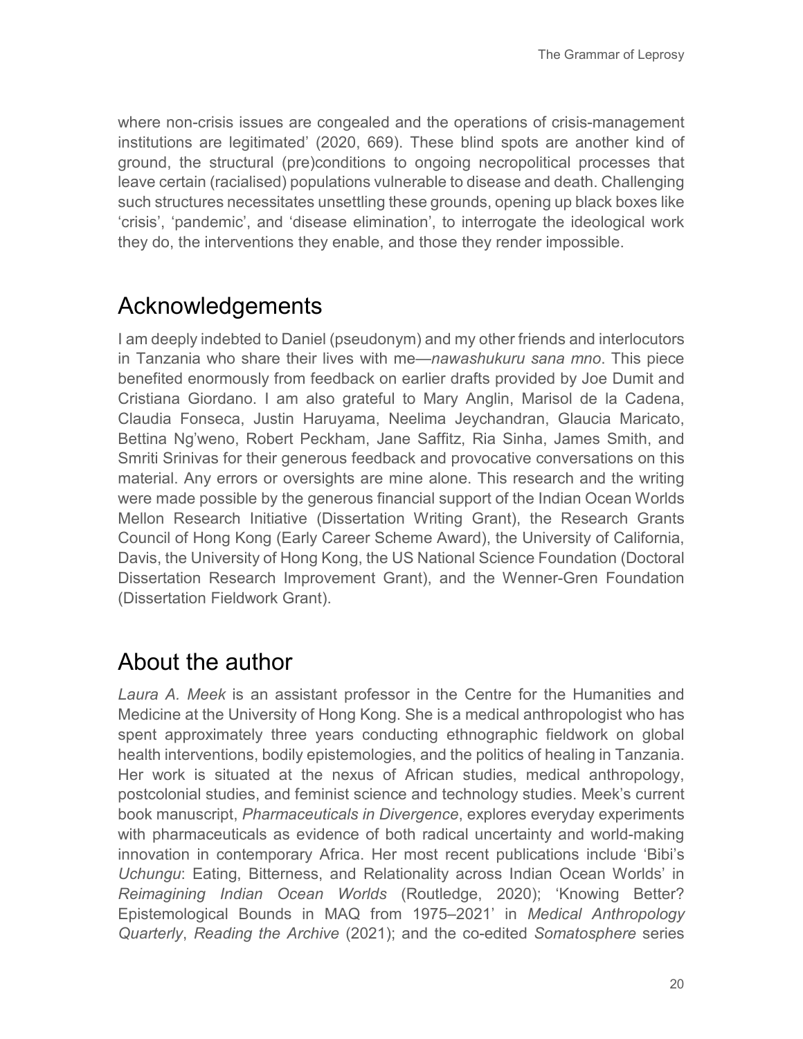where non-crisis issues are congealed and the operations of crisis-management institutions are legitimated' (2020, 669). These blind spots are another kind of ground, the structural (pre)conditions to ongoing necropolitical processes that leave certain (racialised) populations vulnerable to disease and death. Challenging such structures necessitates unsettling these grounds, opening up black boxes like 'crisis', 'pandemic', and 'disease elimination', to interrogate the ideological work they do, the interventions they enable, and those they render impossible.

## Acknowledgements

I am deeply indebted to Daniel (pseudonym) and my other friends and interlocutors in Tanzania who share their lives with me—*nawashukuru sana mno*. This piece benefited enormously from feedback on earlier drafts provided by Joe Dumit and Cristiana Giordano. I am also grateful to Mary Anglin, Marisol de la Cadena, Claudia Fonseca, Justin Haruyama, Neelima Jeychandran, Glaucia Maricato, Bettina Ng'weno, Robert Peckham, Jane Saffitz, Ria Sinha, James Smith, and Smriti Srinivas for their generous feedback and provocative conversations on this material. Any errors or oversights are mine alone. This research and the writing were made possible by the generous financial support of the Indian Ocean Worlds Mellon Research Initiative (Dissertation Writing Grant), the Research Grants Council of Hong Kong (Early Career Scheme Award), the University of California, Davis, the University of Hong Kong, the US National Science Foundation (Doctoral Dissertation Research Improvement Grant), and the Wenner-Gren Foundation (Dissertation Fieldwork Grant).

## About the author

*Laura A. Meek* is an assistant professor in the Centre for the Humanities and Medicine at the University of Hong Kong. She is a medical anthropologist who has spent approximately three years conducting ethnographic fieldwork on global health interventions, bodily epistemologies, and the politics of healing in Tanzania. Her work is situated at the nexus of African studies, medical anthropology, postcolonial studies, and feminist science and technology studies. Meek's current book manuscript, *Pharmaceuticals in Divergence*, explores everyday experiments with pharmaceuticals as evidence of both radical uncertainty and world-making innovation in contemporary Africa. Her most recent publications include 'Bibi's *Uchungu*: Eating, Bitterness, and Relationality across Indian Ocean Worlds' in *Reimagining Indian Ocean Worlds* (Routledge, 2020); 'Knowing Better? Epistemological Bounds in MAQ from 1975–2021' in *Medical Anthropology Quarterly*, *Reading the Archive* (2021); and the co-edited *Somatosphere* series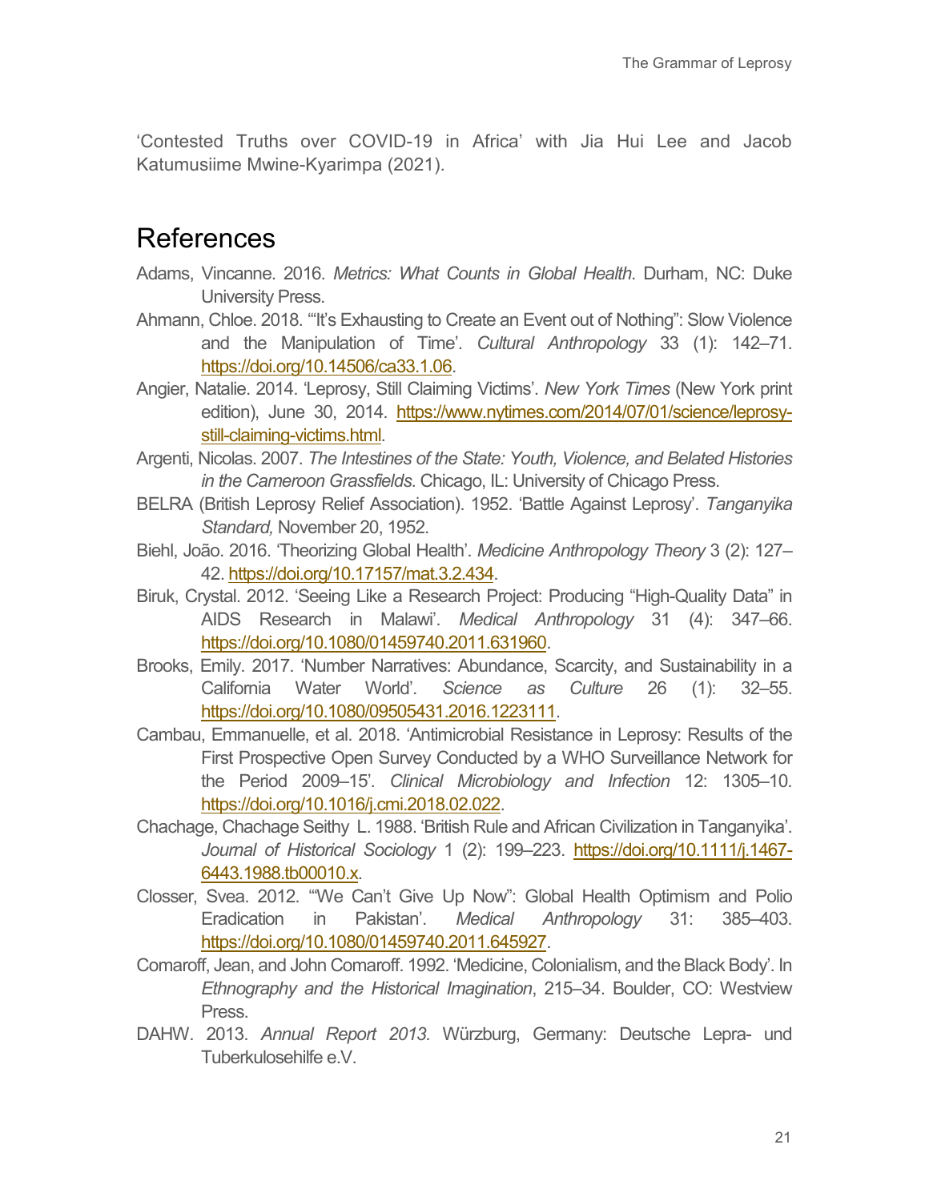'Contested Truths over COVID-19 in Africa' with Jia Hui Lee and Jacob Katumusiime Mwine-Kyarimpa (2021).

## References

Adams, Vincanne. 2016. *Metrics: What Counts in Global Health*. Durham, NC: Duke University Press.

Ahmann, Chloe. 2018. '"It's Exhausting to Create an Event out of Nothing": Slow Violence and the Manipulation of Time'. *Cultural Anthropology* 33 (1): 142–71. https://doi.org/10.14506/ca33.1.06.

Angier, Natalie. 2014. 'Leprosy, Still Claiming Victims'. *New York Times* (New York print edition), June 30, 2014. https://www.nytimes.com/2014/07/01/science/leprosy-still-claiming-victims.html.

Argenti, Nicolas. 2007. *The Intestines of the State: Youth, Violence, and Belated Histories in the Cameroon Grassfields*. Chicago, IL: University of Chicago Press.

BELRA (British Leprosy Relief Association). 1952. 'Battle Against Leprosy'. *Tanganyika Standard,* November 20, 1952.

Biehl, João. 2016. 'Theorizing Global Health'. *Medicine Anthropology Theory* 3 (2): 127–42. https://doi.org/10.17157/mat.3.2.434.

Biruk, Crystal. 2012. 'Seeing Like a Research Project: Producing "High-Quality Data" in AIDS Research in Malawi'. *Medical Anthropology* 31 (4): 347–66. https://doi.org/10.1080/01459740.2011.631960.

Brooks, Emily. 2017. 'Number Narratives: Abundance, Scarcity, and Sustainability in a California Water World'. *Science as Culture* 26 (1): 32–55. https://doi.org/10.1080/09505431.2016.1223111.

Cambau, Emmanuelle, et al. 2018. 'Antimicrobial Resistance in Leprosy: Results of the First Prospective Open Survey Conducted by a WHO Surveillance Network for the Period 2009–15'. *Clinical Microbiology and Infection* 12: 1305–10. https://doi.org/10.1016/j.cmi.2018.02.022.

Chachage, Chachage Seithy L. 1988. 'British Rule and African Civilization in Tanganyika'. *Journal of Historical Sociology* 1 (2): 199–223. https://doi.org/10.1111/j.1467-6443.1988.tb00010.x.

Closser, Svea. 2012. '"We Can't Give Up Now": Global Health Optimism and Polio Eradication in Pakistan'. *Medical Anthropology* 31: 385–403. https://doi.org/10.1080/01459740.2011.645927.

Comaroff, Jean, and John Comaroff. 1992. 'Medicine, Colonialism, and the Black Body'. In *Ethnography and the Historical Imagination*, 215–34. Boulder, CO: Westview Press.

DAHW. 2013. *Annual Report 2013.* Würzburg, Germany: Deutsche Lepra- und Tuberkulosehilfe e.V.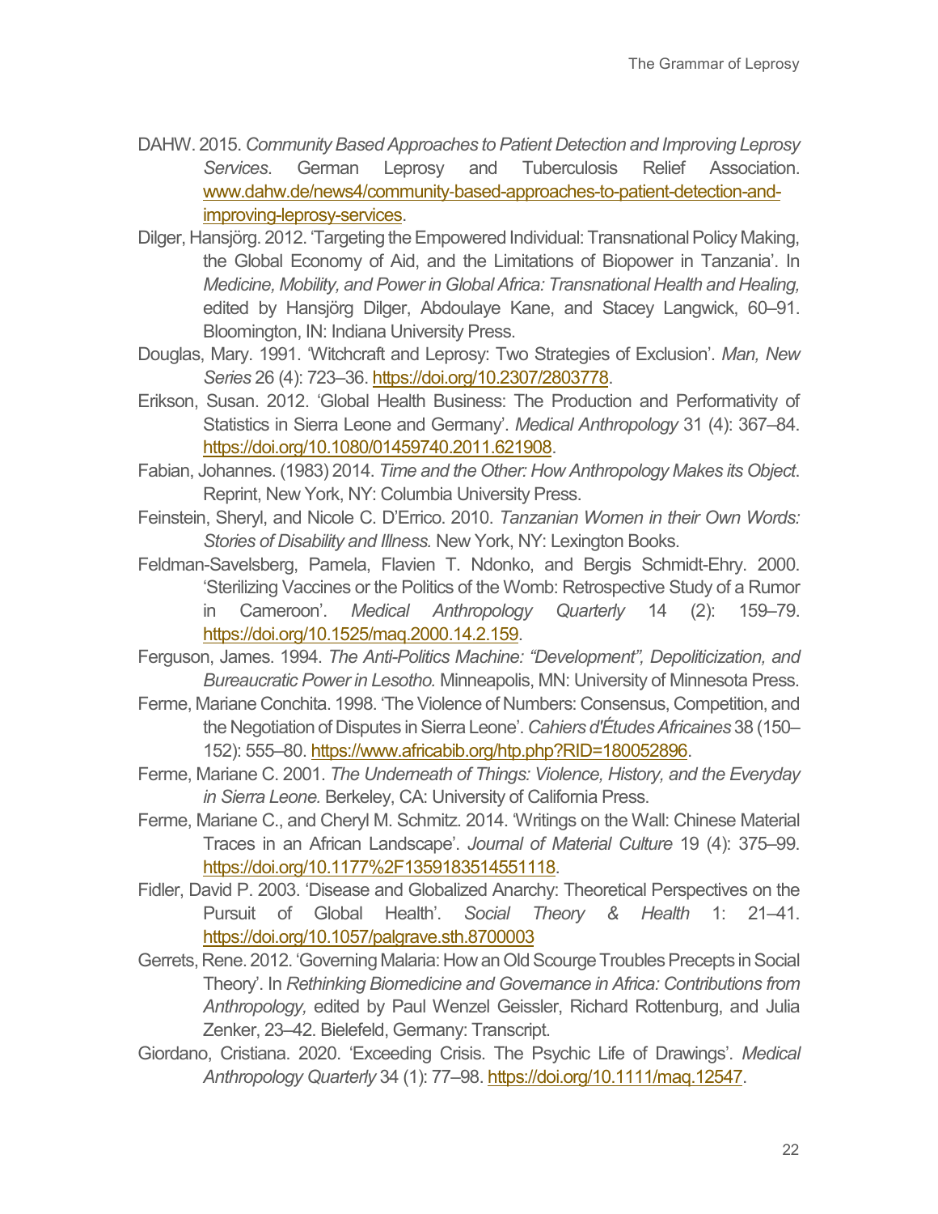DAHW. 2015. *Community Based Approaches to Patient Detection and Improving Leprosy Services*. German Leprosy and Tuberculosis Relief Association. [www.dahw.de/news4/community-based-approaches-to-patient-detection-and-improving-leprosy-services](www.dahw.de/news4/community-based-approaches-to-patient-detection-and-improving-leprosy-services).

Dilger, Hansjörg. 2012. 'Targeting the Empowered Individual: Transnational Policy Making, the Global Economy of Aid, and the Limitations of Biopower in Tanzania'. In *Medicine, Mobility, and Power in Global Africa: Transnational Health and Healing,* edited by Hansjörg Dilger, Abdoulaye Kane, and Stacey Langwick, 60–91. Bloomington, IN: Indiana University Press.

Douglas, Mary. 1991. 'Witchcraft and Leprosy: Two Strategies of Exclusion'. *Man, New Series* 26 (4): 723–36. [https://doi.org/10.2307/2803778](https://doi.org/10.2307/2803778).

Erikson, Susan. 2012. 'Global Health Business: The Production and Performativity of Statistics in Sierra Leone and Germany'. *Medical Anthropology* 31 (4): 367–84. [https://doi.org/10.1080/01459740.2011.621908](https://doi.org/10.1080/01459740.2011.621908).

Fabian, Johannes. (1983) 2014. *Time and the Other: How Anthropology Makes its Object*. Reprint, New York, NY: Columbia University Press.

Feinstein, Sheryl, and Nicole C. D'Errico. 2010. *Tanzanian Women in their Own Words: Stories of Disability and Illness.* New York, NY: Lexington Books.

Feldman-Savelsberg, Pamela, Flavien T. Ndonko, and Bergis Schmidt-Ehry. 2000. 'Sterilizing Vaccines or the Politics of the Womb: Retrospective Study of a Rumor in Cameroon'. *Medical Anthropology Quarterly* 14 (2): 159–79. [https://doi.org/10.1525/maq.2000.14.2.159](https://doi.org/10.1525/maq.2000.14.2.159).

Ferguson, James. 1994. *The Anti-Politics Machine: "Development", Depoliticization, and Bureaucratic Power in Lesotho.* Minneapolis, MN: University of Minnesota Press.

Ferme, Mariane Conchita. 1998. 'The Violence of Numbers: Consensus, Competition, and the Negotiation of Disputes in Sierra Leone'. *Cahiers d'Études Africaines* 38 (150–152): 555–80. [https://www.africabib.org/htp.php?RID=180052896](https://www.africabib.org/htp.php?RID=180052896).

Ferme, Mariane C. 2001. *The Underneath of Things: Violence, History, and the Everyday in Sierra Leone.* Berkeley, CA: University of California Press.

Ferme, Mariane C., and Cheryl M. Schmitz. 2014. 'Writings on the Wall: Chinese Material Traces in an African Landscape'. *Journal of Material Culture* 19 (4): 375–99. [https://doi.org/10.1177%2F1359183514551118](https://doi.org/10.1177%2F1359183514551118).

Fidler, David P. 2003. 'Disease and Globalized Anarchy: Theoretical Perspectives on the Pursuit of Global Health'. *Social Theory & Health* 1: 21–41. [https://doi.org/10.1057/palgrave.sth.8700003](https://doi.org/10.1057/palgrave.sth.8700003)

Gerrets, Rene. 2012. 'Governing Malaria: How an Old Scourge Troubles Precepts in Social Theory'. In *Rethinking Biomedicine and Governance in Africa: Contributions from Anthropology,* edited by Paul Wenzel Geissler, Richard Rottenburg, and Julia Zenker, 23–42. Bielefeld, Germany: Transcript.

Giordano, Cristiana. 2020. 'Exceeding Crisis. The Psychic Life of Drawings'. *Medical Anthropology Quarterly* 34 (1): 77–98. [https://doi.org/10.1111/maq.12547](https://doi.org/10.1111/maq.12547).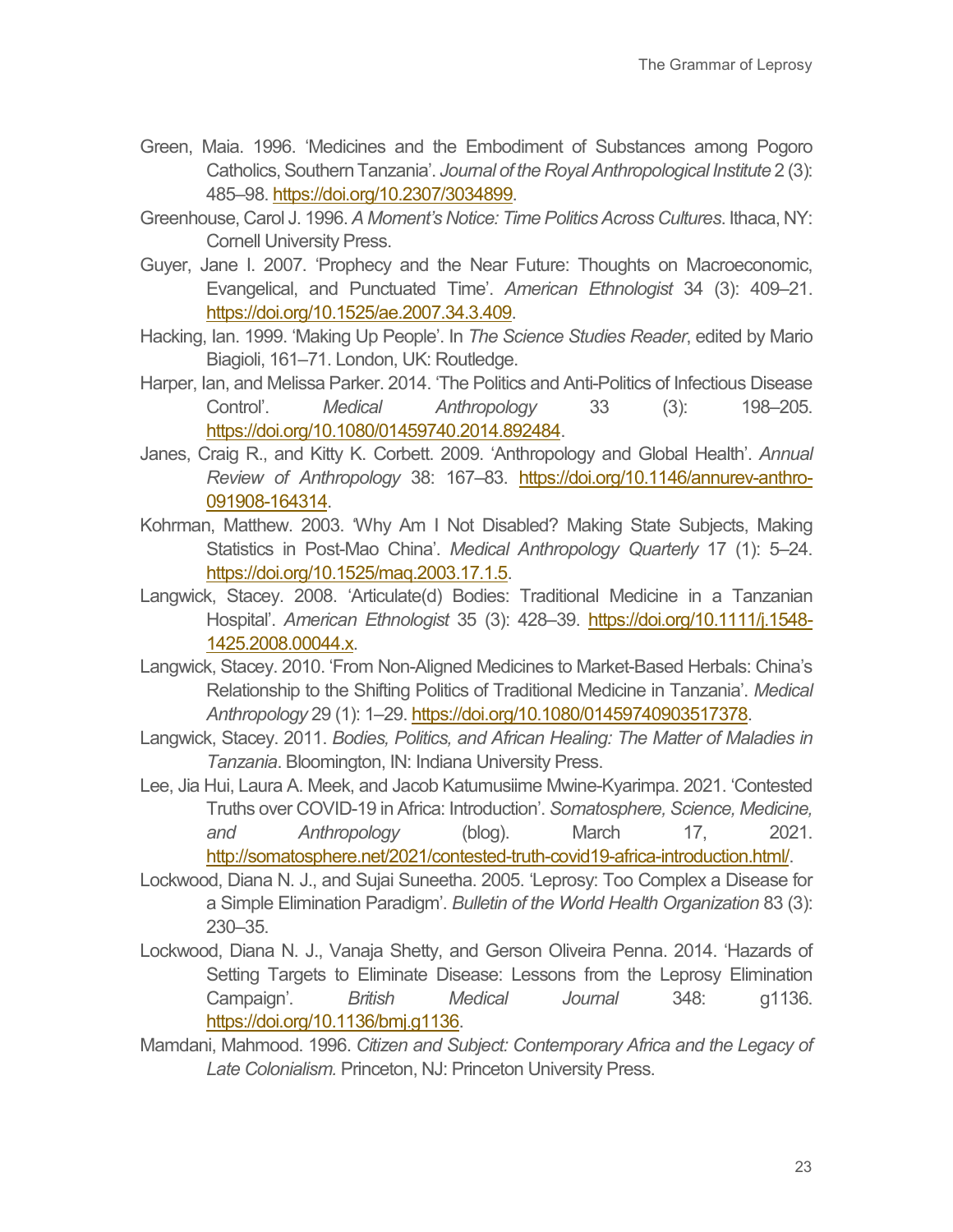Green, Maia. 1996. 'Medicines and the Embodiment of Substances among Pogoro Catholics, Southern Tanzania'. *Journal of the Royal Anthropological Institute* 2 (3): 485–98. https://doi.org/10.2307/3034899.

Greenhouse, Carol J. 1996. *A Moment's Notice: Time Politics Across Cultures*. Ithaca, NY: Cornell University Press.

Guyer, Jane I. 2007. 'Prophecy and the Near Future: Thoughts on Macroeconomic, Evangelical, and Punctuated Time'. *American Ethnologist* 34 (3): 409–21. https://doi.org/10.1525/ae.2007.34.3.409.

Hacking, Ian. 1999. 'Making Up People'. In *The Science Studies Reader*, edited by Mario Biagioli, 161–71. London, UK: Routledge.

Harper, Ian, and Melissa Parker. 2014. 'The Politics and Anti-Politics of Infectious Disease Control'. *Medical Anthropology* 33 (3): 198–205. https://doi.org/10.1080/01459740.2014.892484.

Janes, Craig R., and Kitty K. Corbett. 2009. 'Anthropology and Global Health'. *Annual Review of Anthropology* 38: 167–83. https://doi.org/10.1146/annurev-anthro-091908-164314.

Kohrman, Matthew. 2003. 'Why Am I Not Disabled? Making State Subjects, Making Statistics in Post-Mao China'. *Medical Anthropology Quarterly* 17 (1): 5–24. https://doi.org/10.1525/maq.2003.17.1.5.

Langwick, Stacey. 2008. 'Articulate(d) Bodies: Traditional Medicine in a Tanzanian Hospital'. *American Ethnologist* 35 (3): 428–39. https://doi.org/10.1111/j.1548-1425.2008.00044.x.

Langwick, Stacey. 2010. 'From Non-Aligned Medicines to Market-Based Herbals: China's Relationship to the Shifting Politics of Traditional Medicine in Tanzania'. *Medical Anthropology* 29 (1): 1–29. https://doi.org/10.1080/01459740903517378.

Langwick, Stacey. 2011. *Bodies, Politics, and African Healing: The Matter of Maladies in Tanzania*. Bloomington, IN: Indiana University Press.

Lee, Jia Hui, Laura A. Meek, and Jacob Katumusiime Mwine-Kyarimpa. 2021. 'Contested Truths over COVID-19 in Africa: Introduction'. *Somatosphere, Science, Medicine, and Anthropology* (blog). March 17, 2021. http://somatosphere.net/2021/contested-truth-covid19-africa-introduction.html/.

Lockwood, Diana N. J., and Sujai Suneetha. 2005. 'Leprosy: Too Complex a Disease for a Simple Elimination Paradigm'. *Bulletin of the World Health Organization* 83 (3): 230–35.

Lockwood, Diana N. J., Vanaja Shetty, and Gerson Oliveira Penna. 2014. 'Hazards of Setting Targets to Eliminate Disease: Lessons from the Leprosy Elimination Campaign'. *British Medical Journal* 348: g1136. https://doi.org/10.1136/bmj.g1136.

Mamdani, Mahmood. 1996. *Citizen and Subject: Contemporary Africa and the Legacy of Late Colonialism.* Princeton, NJ: Princeton University Press.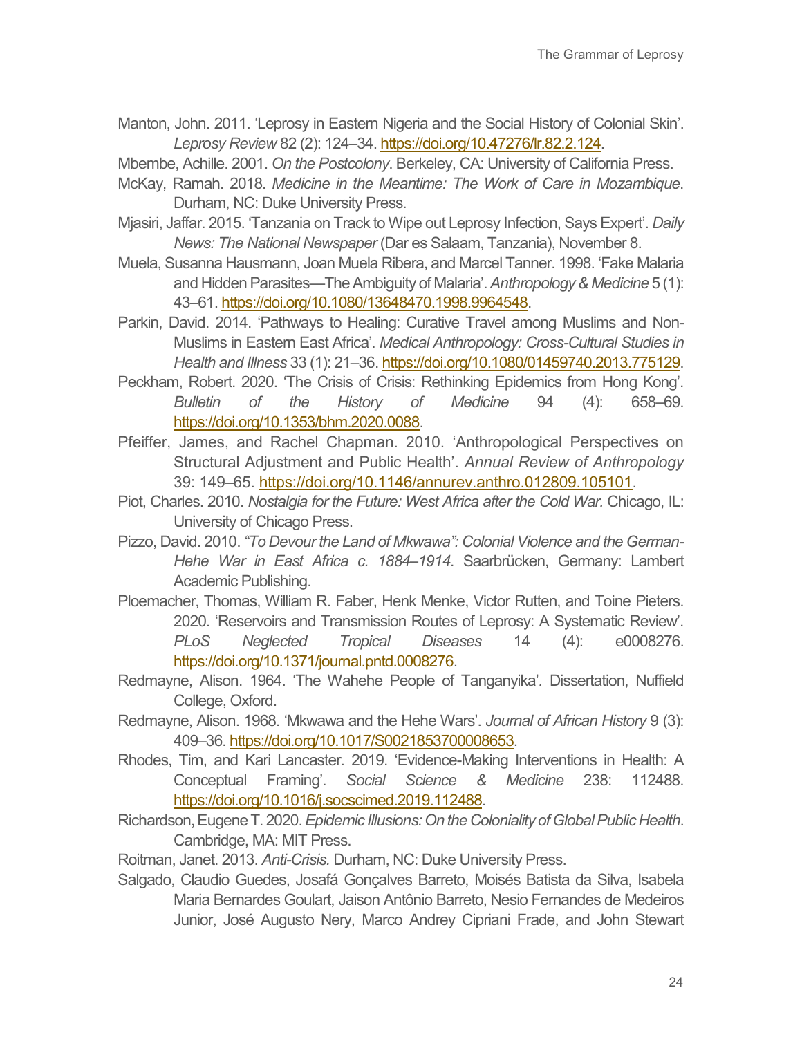Manton, John. 2011. 'Leprosy in Eastern Nigeria and the Social History of Colonial Skin'. *Leprosy Review* 82 (2): 124–34. https://doi.org/10.47276/lr.82.2.124.

Mbembe, Achille. 2001. *On the Postcolony*. Berkeley, CA: University of California Press.

McKay, Ramah. 2018. *Medicine in the Meantime: The Work of Care in Mozambique*. Durham, NC: Duke University Press.

Mjasiri, Jaffar. 2015. 'Tanzania on Track to Wipe out Leprosy Infection, Says Expert'. *Daily News: The National Newspaper* (Dar es Salaam, Tanzania), November 8.

Muela, Susanna Hausmann, Joan Muela Ribera, and Marcel Tanner. 1998. 'Fake Malaria and Hidden Parasites—The Ambiguity of Malaria'. *Anthropology & Medicine* 5 (1): 43–61. https://doi.org/10.1080/13648470.1998.9964548.

Parkin, David. 2014. 'Pathways to Healing: Curative Travel among Muslims and Non-Muslims in Eastern East Africa'. *Medical Anthropology: Cross-Cultural Studies in Health and Illness* 33 (1): 21–36. https://doi.org/10.1080/01459740.2013.775129.

Peckham, Robert. 2020. 'The Crisis of Crisis: Rethinking Epidemics from Hong Kong'. *Bulletin of the History of Medicine* 94 (4): 658–69. https://doi.org/10.1353/bhm.2020.0088.

Pfeiffer, James, and Rachel Chapman. 2010. 'Anthropological Perspectives on Structural Adjustment and Public Health'. *Annual Review of Anthropology* 39: 149–65. https://doi.org/10.1146/annurev.anthro.012809.105101.

Piot, Charles. 2010. *Nostalgia for the Future: West Africa after the Cold War*. Chicago, IL: University of Chicago Press.

Pizzo, David. 2010. *"To Devour the Land of Mkwawa": Colonial Violence and the German-Hehe War in East Africa c. 1884–1914*. Saarbrücken, Germany: Lambert Academic Publishing.

Ploemacher, Thomas, William R. Faber, Henk Menke, Victor Rutten, and Toine Pieters. 2020. 'Reservoirs and Transmission Routes of Leprosy: A Systematic Review'. *PLoS Neglected Tropical Diseases* 14 (4): e0008276. https://doi.org/10.1371/journal.pntd.0008276.

Redmayne, Alison. 1964. 'The Wahehe People of Tanganyika'. Dissertation, Nuffield College, Oxford.

Redmayne, Alison. 1968. 'Mkwawa and the Hehe Wars'. *Journal of African History* 9 (3): 409–36. https://doi.org/10.1017/S0021853700008653.

Rhodes, Tim, and Kari Lancaster. 2019. 'Evidence-Making Interventions in Health: A Conceptual Framing'. *Social Science & Medicine* 238: 112488. https://doi.org/10.1016/j.socscimed.2019.112488.

Richardson, Eugene T. 2020. *Epidemic Illusions: On the Coloniality of Global Public Health*. Cambridge, MA: MIT Press.

Roitman, Janet. 2013. *Anti-Crisis.* Durham, NC: Duke University Press.

Salgado, Claudio Guedes, Josafá Gonçalves Barreto, Moisés Batista da Silva, Isabela Maria Bernardes Goulart, Jaison Antônio Barreto, Nesio Fernandes de Medeiros Junior, José Augusto Nery, Marco Andrey Cipriani Frade, and John Stewart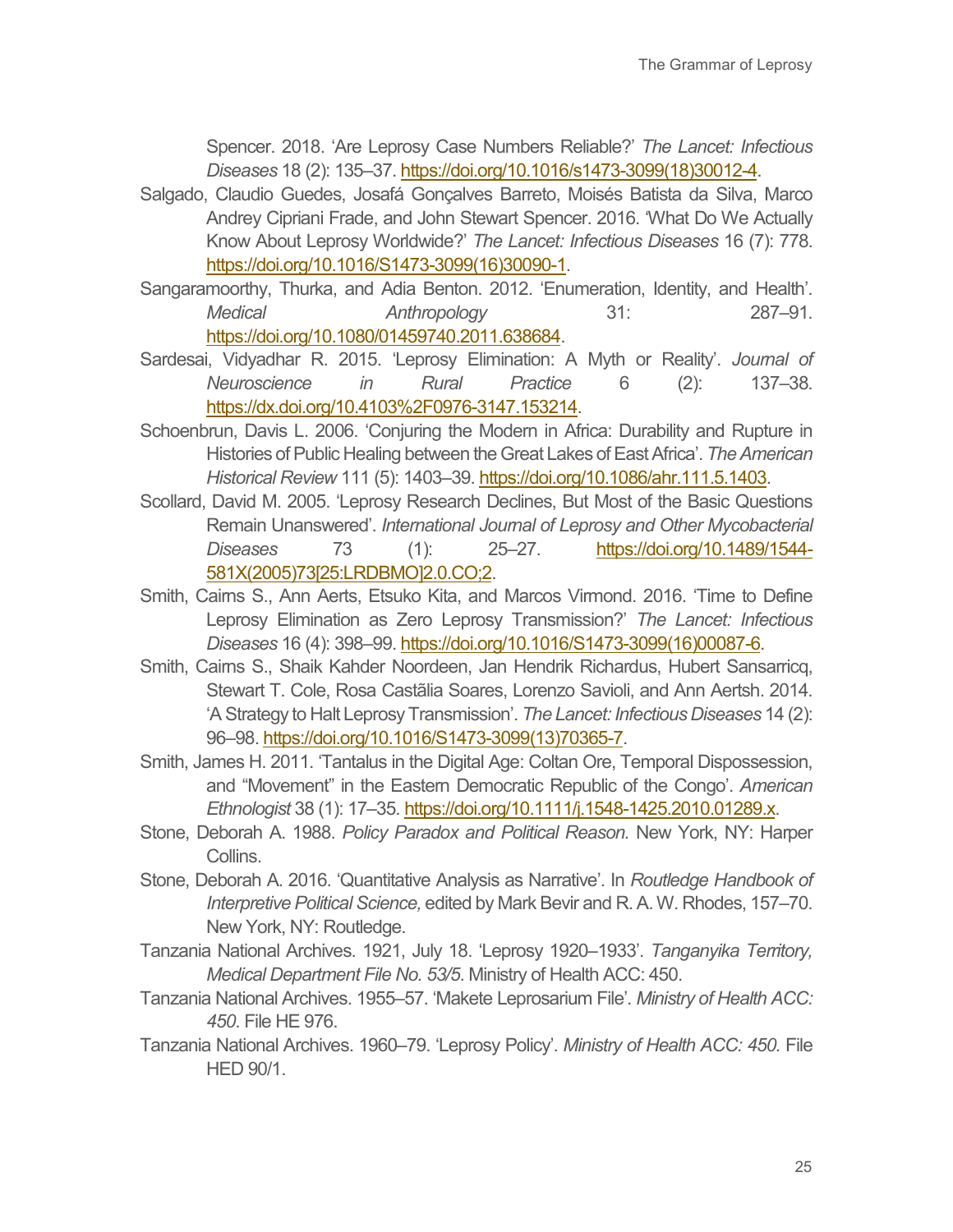Spencer. 2018. 'Are Leprosy Case Numbers Reliable?' *The Lancet: Infectious Diseases* 18 (2): 135–37. https://doi.org/10.1016/s1473-3099(18)30012-4.

Salgado, Claudio Guedes, Josafá Gonçalves Barreto, Moisés Batista da Silva, Marco Andrey Cipriani Frade, and John Stewart Spencer. 2016. 'What Do We Actually Know About Leprosy Worldwide?' *The Lancet: Infectious Diseases* 16 (7): 778. https://doi.org/10.1016/S1473-3099(16)30090-1.

Sangaramoorthy, Thurka, and Adia Benton. 2012. 'Enumeration, Identity, and Health'. *Medical Anthropology* 31: 287–91. https://doi.org/10.1080/01459740.2011.638684.

Sardesai, Vidyadhar R. 2015. 'Leprosy Elimination: A Myth or Reality'. *Journal of Neuroscience in Rural Practice* 6 (2): 137–38. https://dx.doi.org/10.4103%2F0976-3147.153214.

Schoenbrun, Davis L. 2006. 'Conjuring the Modern in Africa: Durability and Rupture in Histories of Public Healing between the Great Lakes of East Africa'. *The American Historical Review* 111 (5): 1403–39. https://doi.org/10.1086/ahr.111.5.1403.

Scollard, David M. 2005. 'Leprosy Research Declines, But Most of the Basic Questions Remain Unanswered'. *International Journal of Leprosy and Other Mycobacterial Diseases* 73 (1): 25–27. https://doi.org/10.1489/1544-581X(2005)73[25:LRDBMO]2.0.CO;2.

Smith, Cairns S., Ann Aerts, Etsuko Kita, and Marcos Virmond. 2016. 'Time to Define Leprosy Elimination as Zero Leprosy Transmission?' *The Lancet: Infectious Diseases* 16 (4): 398–99. https://doi.org/10.1016/S1473-3099(16)00087-6.

Smith, Cairns S., Shaik Kahder Noordeen, Jan Hendrik Richardus, Hubert Sansarricq, Stewart T. Cole, Rosa Castãlia Soares, Lorenzo Savioli, and Ann Aertsh. 2014. 'A Strategy to Halt Leprosy Transmission'. *The Lancet: Infectious Diseases* 14 (2): 96–98. https://doi.org/10.1016/S1473-3099(13)70365-7.

Smith, James H. 2011. 'Tantalus in the Digital Age: Coltan Ore, Temporal Dispossession, and "Movement" in the Eastern Democratic Republic of the Congo'. *American Ethnologist* 38 (1): 17–35. https://doi.org/10.1111/j.1548-1425.2010.01289.x.

Stone, Deborah A. 1988. *Policy Paradox and Political Reason.* New York, NY: Harper Collins.

Stone, Deborah A. 2016. 'Quantitative Analysis as Narrative'. In *Routledge Handbook of Interpretive Political Science,* edited by Mark Bevir and R. A. W. Rhodes, 157–70. New York, NY: Routledge.

Tanzania National Archives. 1921, July 18. 'Leprosy 1920–1933'. *Tanganyika Territory, Medical Department File No. 53/5*. Ministry of Health ACC: 450.

Tanzania National Archives. 1955–57. 'Makete Leprosarium File'. *Ministry of Health ACC: 450*. File HE 976.

Tanzania National Archives. 1960–79. 'Leprosy Policy'. *Ministry of Health ACC: 450.* File HED 90/1.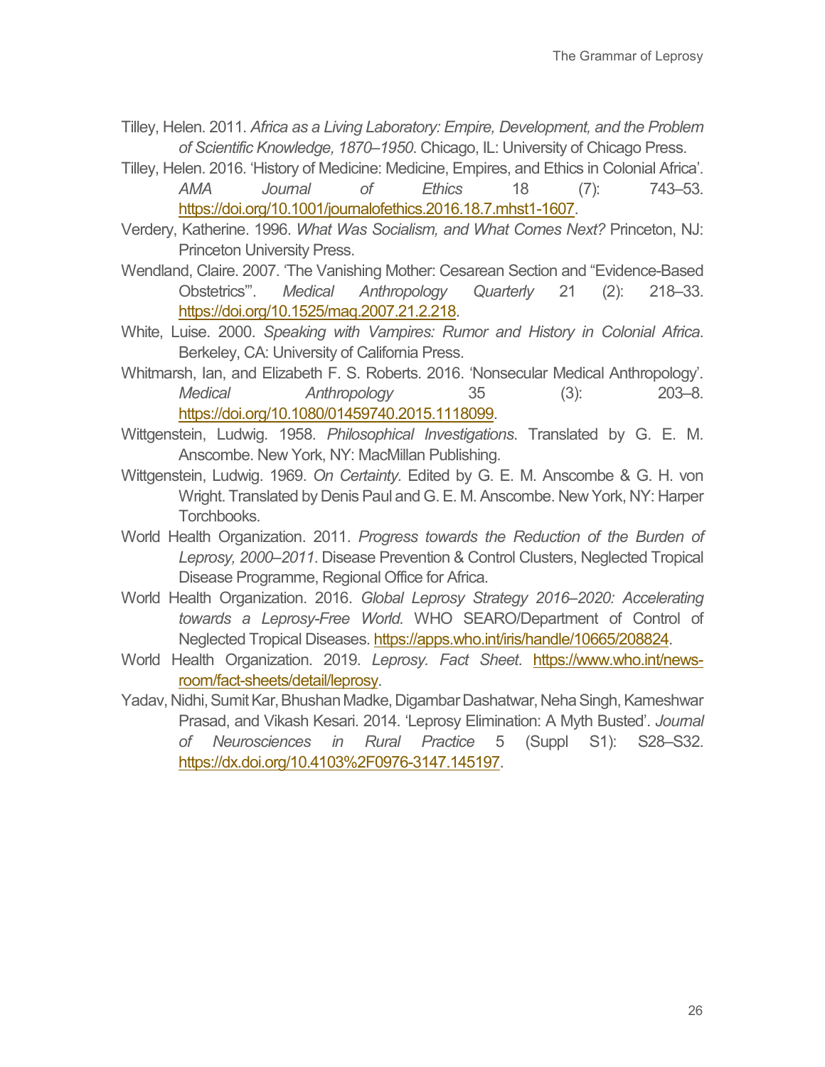Tilley, Helen. 2011. *Africa as a Living Laboratory: Empire, Development, and the Problem of Scientific Knowledge, 1870–1950*. Chicago, IL: University of Chicago Press.

Tilley, Helen. 2016. 'History of Medicine: Medicine, Empires, and Ethics in Colonial Africa'. *AMA Journal of Ethics* 18 (7): 743–53. https://doi.org/10.1001/journalofethics.2016.18.7.mhst1-1607.

Verdery, Katherine. 1996. *What Was Socialism, and What Comes Next?* Princeton, NJ: Princeton University Press.

Wendland, Claire. 2007. 'The Vanishing Mother: Cesarean Section and "Evidence-Based Obstetrics"'. *Medical Anthropology Quarterly* 21 (2): 218–33. https://doi.org/10.1525/maq.2007.21.2.218.

White, Luise. 2000. *Speaking with Vampires: Rumor and History in Colonial Africa*. Berkeley, CA: University of California Press.

Whitmarsh, Ian, and Elizabeth F. S. Roberts. 2016. 'Nonsecular Medical Anthropology'. *Medical Anthropology* 35 (3): 203–8. https://doi.org/10.1080/01459740.2015.1118099.

Wittgenstein, Ludwig. 1958. *Philosophical Investigations*. Translated by G. E. M. Anscombe. New York, NY: MacMillan Publishing.

Wittgenstein, Ludwig. 1969. *On Certainty.* Edited by G. E. M. Anscombe & G. H. von Wright. Translated by Denis Paul and G. E. M. Anscombe. New York, NY: Harper Torchbooks.

World Health Organization. 2011. *Progress towards the Reduction of the Burden of Leprosy, 2000–2011*. Disease Prevention & Control Clusters, Neglected Tropical Disease Programme, Regional Office for Africa.

World Health Organization. 2016. *Global Leprosy Strategy 2016–2020: Accelerating towards a Leprosy-Free World.* WHO SEARO/Department of Control of Neglected Tropical Diseases. https://apps.who.int/iris/handle/10665/208824.

World Health Organization. 2019. *Leprosy. Fact Sheet*. https://www.who.int/news-room/fact-sheets/detail/leprosy.

Yadav, Nidhi, Sumit Kar, Bhushan Madke, Digambar Dashatwar, Neha Singh, Kameshwar Prasad, and Vikash Kesari. 2014. 'Leprosy Elimination: A Myth Busted'. *Journal of Neurosciences in Rural Practice* 5 (Suppl S1): S28–S32. https://dx.doi.org/10.4103%2F0976-3147.145197.